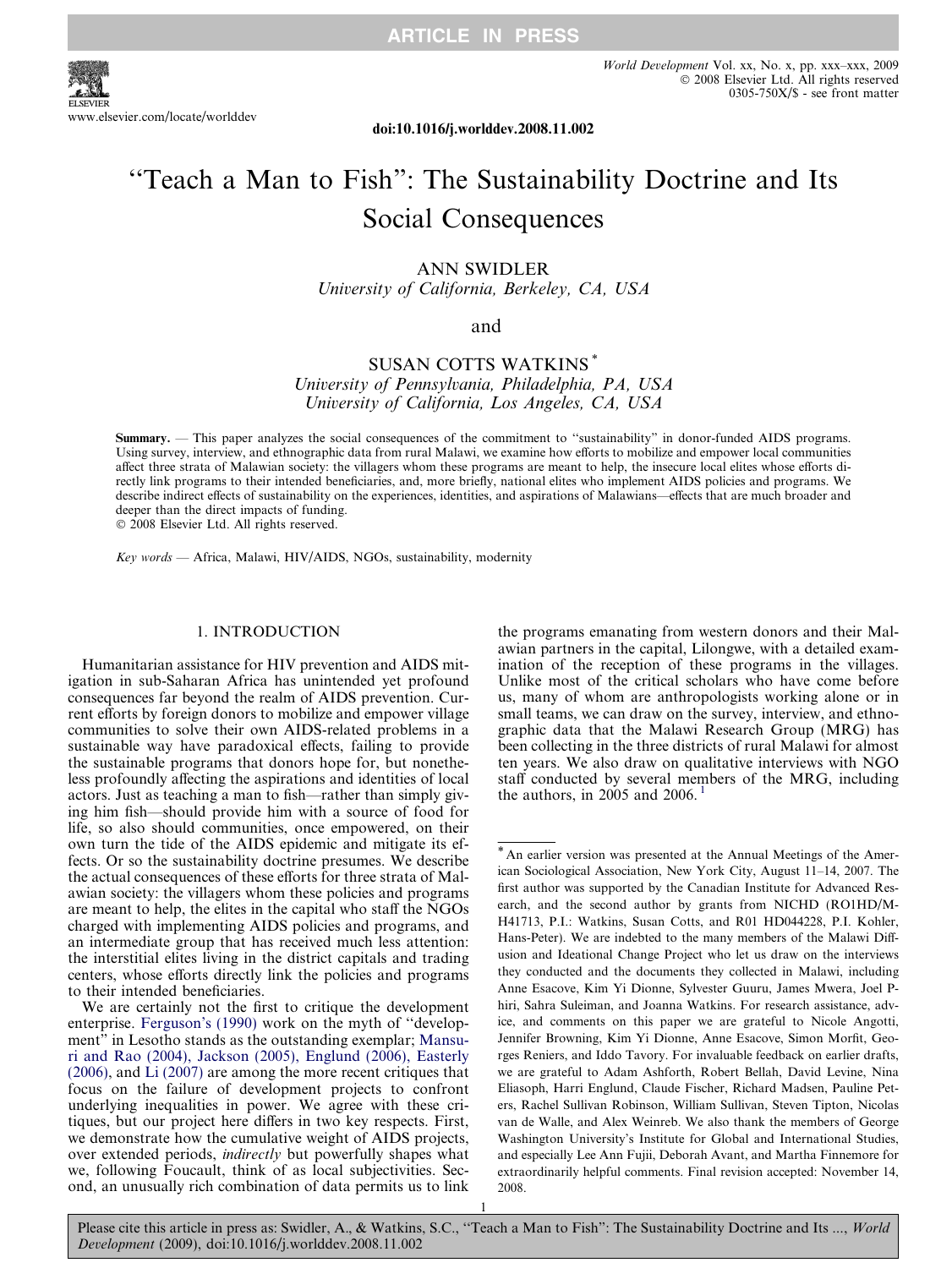doi:10.1016/j.worlddev.2008.11.002

# "Teach a Man to Fish": The Sustainability Doctrine and Its Social Consequences

ANN SWIDLER
*University of California, Berkeley, CA, USA*

and

SUSAN COTTS WATKINS [*]
*University of Pennsylvania, Philadelphia, PA, USA*
*University of California, Los Angeles, CA, USA*

**Summary.** — This paper analyzes the social consequences of the commitment to "sustainability" in donor-funded AIDS programs. Using survey, interview, and ethnographic data from rural Malawi, we examine how efforts to mobilize and empower local communities affect three strata of Malawian society: the villagers whom these programs are meant to help, the insecure local elites whose efforts directly link programs to their intended beneficiaries, and, more briefly, national elites who implement AIDS policies and programs. We describe indirect effects of sustainability on the experiences, identities, and aspirations of Malawians—effects that are much broader and deeper than the direct impacts of funding.
© 2008 Elsevier Ltd. All rights reserved.

*Key words* — Africa, Malawi, HIV/AIDS, NGOs, sustainability, modernity

## 1. INTRODUCTION

Humanitarian assistance for HIV prevention and AIDS mitigation in sub-Saharan Africa has unintended yet profound consequences far beyond the realm of AIDS prevention. Current efforts by foreign donors to mobilize and empower village communities to solve their own AIDS-related problems in a sustainable way have paradoxical effects, failing to provide the sustainable programs that donors hope for, but nonetheless profoundly affecting the aspirations and identities of local actors. Just as teaching a man to fish—rather than simply giving him fish—should provide him with a source of food for life, so also should communities, once empowered, on their own turn the tide of the AIDS epidemic and mitigate its effects. Or so the sustainability doctrine presumes. We describe the actual consequences of these efforts for three strata of Malawian society: the villagers whom these policies and programs are meant to help, the elites in the capital who staff the NGOs charged with implementing AIDS policies and programs, and an intermediate group that has received much less attention: the interstitial elites living in the district capitals and trading centers, whose efforts directly link the policies and programs to their intended beneficiaries.

We are certainly not the first to critique the development enterprise. Ferguson's (1990) work on the myth of "development" in Lesotho stands as the outstanding exemplar; Mansuri and Rao (2004), Jackson (2005), Englund (2006), Easterly (2006), and Li (2007) are among the more recent critiques that focus on the failure of development projects to confront underlying inequalities in power. We agree with these critiques, but our project here differs in two key respects. First, we demonstrate how the cumulative weight of AIDS projects, over extended periods, *indirectly* but powerfully shapes what we, following Foucault, think of as local subjectivities. Second, an unusually rich combination of data permits us to link the programs emanating from western donors and their Malawian partners in the capital, Lilongwe, with a detailed examination of the reception of these programs in the villages. Unlike most of the critical scholars who have come before us, many of whom are anthropologists working alone or in small teams, we can draw on the survey, interview, and ethnographic data that the Malawi Research Group (MRG) has been collecting in the three districts of rural Malawi for almost ten years. We also draw on qualitative interviews with NGO staff conducted by several members of the MRG, including the authors, in 2005 and 2006.[1]

---

[*] An earlier version was presented at the Annual Meetings of the American Sociological Association, New York City, August 11–14, 2007. The first author was supported by the Canadian Institute for Advanced Research, and the second author by grants from NICHD (RO1HD/MH41713, P.I.: Watkins, Susan Cotts, and R01 HD044228, P.I. Kohler, Hans-Peter). We are indebted to the many members of the Malawi Diffusion and Ideational Change Project who let us draw on the interviews they conducted and the documents they collected in Malawi, including Anne Esacove, Kim Yi Dionne, Sylvester Guuru, James Mwera, Joel Phiri, Sahra Suleiman, and Joanna Watkins. For research assistance, advice, and comments on this paper we are grateful to Nicole Angotti, Jennifer Browning, Kim Yi Dionne, Anne Esacove, Simon Morfit, Georges Reniers, and Iddo Tavory. For invaluable feedback on earlier drafts, we are grateful to Adam Ashforth, Robert Bellah, David Levine, Nina Eliasoph, Harri Englund, Claude Fischer, Richard Madsen, Pauline Peters, Rachel Sullivan Robinson, William Sullivan, Steven Tipton, Nicolas van de Walle, and Alex Weinreb. We also thank the members of George Washington University's Institute for Global and International Studies, and especially Lee Ann Fujii, Deborah Avant, and Martha Finnemore for extraordinarily helpful comments. Final revision accepted: November 14, 2008.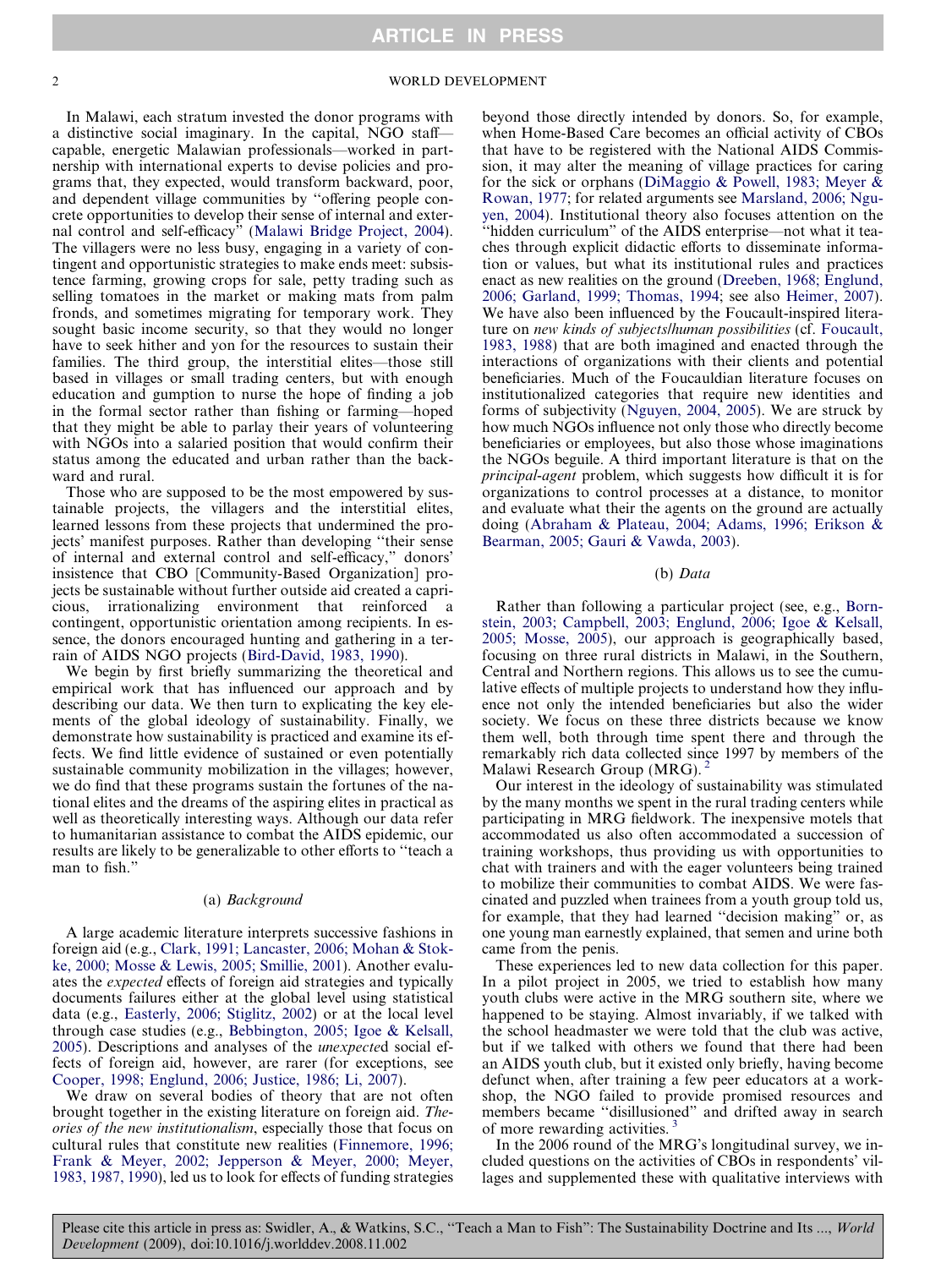In Malawi, each stratum invested the donor programs with a distinctive social imaginary. In the capital, NGO staff—capable, energetic Malawian professionals—worked in partnership with international experts to devise policies and programs that, they expected, would transform backward, poor, and dependent village communities by "offering people concrete opportunities to develop their sense of internal and external control and self-efficacy" (Malawi Bridge Project, 2004). The villagers were no less busy, engaging in a variety of contingent and opportunistic strategies to make ends meet: subsistence farming, growing crops for sale, petty trading such as selling tomatoes in the market or making mats from palm fronds, and sometimes migrating for temporary work. They sought basic income security, so that they would no longer have to seek hither and yon for the resources to sustain their families. The third group, the interstitial elites—those still based in villages or small trading centers, but with enough education and gumption to nurse the hope of finding a job in the formal sector rather than fishing or farming—hoped that they might be able to parlay their years of volunteering with NGOs into a salaried position that would confirm their status among the educated and urban rather than the backward and rural.

Those who are supposed to be the most empowered by sustainable projects, the villagers and the interstitial elites, learned lessons from these projects that undermined the projects' manifest purposes. Rather than developing "their sense of internal and external control and self-efficacy," donors' insistence that CBO [Community-Based Organization] projects be sustainable without further outside aid created a capricious, irrationalizing environment that reinforced a contingent, opportunistic orientation among recipients. In essence, the donors encouraged hunting and gathering in a terrain of AIDS NGO projects (Bird-David, 1983, 1990).

We begin by first briefly summarizing the theoretical and empirical work that has influenced our approach and by describing our data. We then turn to explicating the key elements of the global ideology of sustainability. Finally, we demonstrate how sustainability is practiced and examine its effects. We find little evidence of sustained or even potentially sustainable community mobilization in the villages; however, we do find that these programs sustain the fortunes of the national elites and the dreams of the aspiring elites in practical as well as theoretically interesting ways. Although our data refer to humanitarian assistance to combat the AIDS epidemic, our results are likely to be generalizable to other efforts to "teach a man to fish."

### (a) *Background*

A large academic literature interprets successive fashions in foreign aid (e.g., Clark, 1991; Lancaster, 2006; Mohan & Stokke, 2000; Mosse & Lewis, 2005; Smillie, 2001). Another evaluates the *expected* effects of foreign aid strategies and typically documents failures either at the global level using statistical data (e.g., Easterly, 2006; Stiglitz, 2002) or at the local level through case studies (e.g., Bebbington, 2005; Igoe & Kelsall, 2005). Descriptions and analyses of the *unexpecte*d social effects of foreign aid, however, are rarer (for exceptions, see Cooper, 1998; Englund, 2006; Justice, 1986; Li, 2007).

We draw on several bodies of theory that are not often brought together in the existing literature on foreign aid. *Theories of the new institutionalism*, especially those that focus on cultural rules that constitute new realities (Finnemore, 1996; Frank & Meyer, 2002; Jepperson & Meyer, 2000; Meyer, 1983, 1987, 1990), led us to look for effects of funding strategies beyond those directly intended by donors. So, for example, when Home-Based Care becomes an official activity of CBOs that have to be registered with the National AIDS Commission, it may alter the meaning of village practices for caring for the sick or orphans (DiMaggio & Powell, 1983; Meyer & Rowan, 1977; for related arguments see Marsland, 2006; Nguyen, 2004). Institutional theory also focuses attention on the "hidden curriculum" of the AIDS enterprise—not what it teaches through explicit didactic efforts to disseminate information or values, but what its institutional rules and practices enact as new realities on the ground (Dreeben, 1968; Englund, 2006; Garland, 1999; Thomas, 1994; see also Heimer, 2007). We have also been influenced by the Foucault-inspired literature on *new kinds of subjects/human possibilities* (cf. Foucault, 1983, 1988) that are both imagined and enacted through the interactions of organizations with their clients and potential beneficiaries. Much of the Foucauldian literature focuses on institutionalized categories that require new identities and forms of subjectivity (Nguyen, 2004, 2005). We are struck by how much NGOs influence not only those who directly become beneficiaries or employees, but also those whose imaginations the NGOs beguile. A third important literature is that on the *principal-agent* problem, which suggests how difficult it is for organizations to control processes at a distance, to monitor and evaluate what their the agents on the ground are actually doing (Abraham & Plateau, 2004; Adams, 1996; Erikson & Bearman, 2005; Gauri & Vawda, 2003).

### (b) *Data*

Rather than following a particular project (see, e.g., Bornstein, 2003; Campbell, 2003; Englund, 2006; Igoe & Kelsall, 2005; Mosse, 2005), our approach is geographically based, focusing on three rural districts in Malawi, in the Southern, Central and Northern regions. This allows us to see the cumulative effects of multiple projects to understand how they influence not only the intended beneficiaries but also the wider society. We focus on these three districts because we know them well, both through time spent there and through the remarkably rich data collected since 1997 by members of the Malawi Research Group (MRG).[2]

Our interest in the ideology of sustainability was stimulated by the many months we spent in the rural trading centers while participating in MRG fieldwork. The inexpensive motels that accommodated us also often accommodated a succession of training workshops, thus providing us with opportunities to chat with trainers and with the eager volunteers being trained to mobilize their communities to combat AIDS. We were fascinated and puzzled when trainees from a youth group told us, for example, that they had learned "decision making" or, as one young man earnestly explained, that semen and urine both came from the penis.

These experiences led to new data collection for this paper. In a pilot project in 2005, we tried to establish how many youth clubs were active in the MRG southern site, where we happened to be staying. Almost invariably, if we talked with the school headmaster we were told that the club was active, but if we talked with others we found that there had been an AIDS youth club, but it existed only briefly, having become defunct when, after training a few peer educators at a workshop, the NGO failed to provide promised resources and members became "disillusioned" and drifted away in search of more rewarding activities.[3]

In the 2006 round of the MRG's longitudinal survey, we included questions on the activities of CBOs in respondents' villages and supplemented these with qualitative interviews with

Please cite this article in press as: Swidler, A., & Watkins, S.C., "Teach a Man to Fish": The Sustainability Doctrine and Its ..., *World Development* (2009), doi:10.1016/j.worlddev.2008.11.002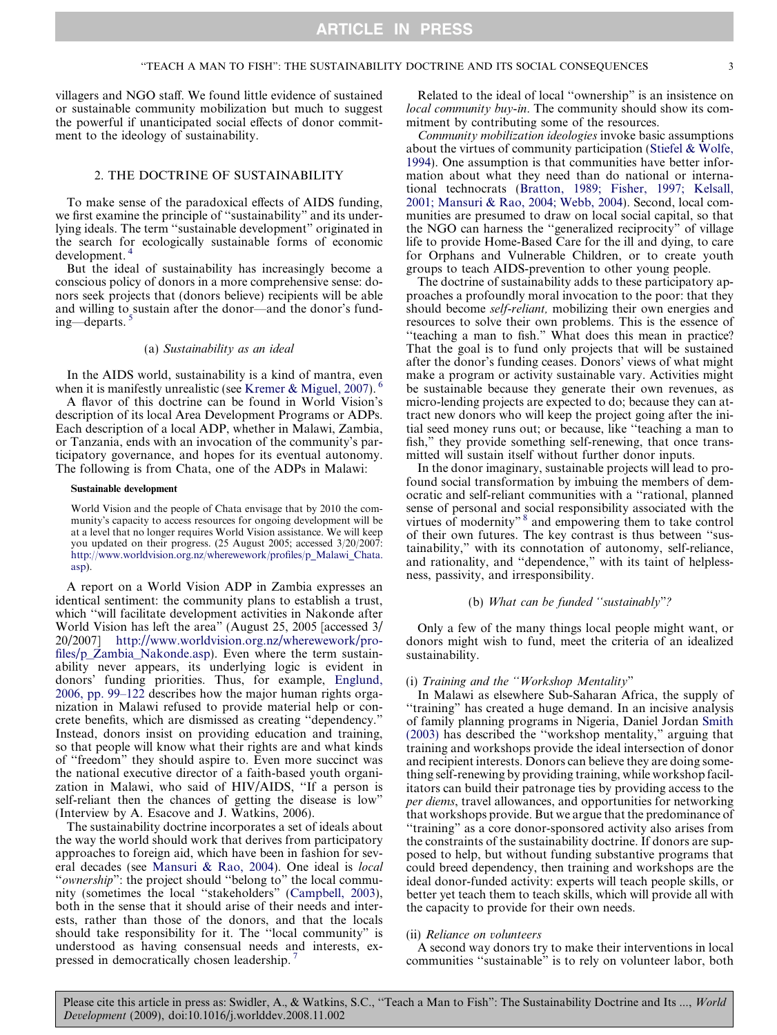villagers and NGO staff. We found little evidence of sustained or sustainable community mobilization but much to suggest the powerful if unanticipated social effects of donor commitment to the ideology of sustainability.

## 2. THE DOCTRINE OF SUSTAINABILITY

To make sense of the paradoxical effects of AIDS funding, we first examine the principle of "sustainability" and its underlying ideals. The term "sustainable development" originated in the search for ecologically sustainable forms of economic development.[4]

But the ideal of sustainability has increasingly become a conscious policy of donors in a more comprehensive sense: donors seek projects that (donors believe) recipients will be able and willing to sustain after the donor—and the donor's funding—departs.[5]

### (a) *Sustainability as an ideal*

In the AIDS world, sustainability is a kind of mantra, even when it is manifestly unrealistic (see Kremer & Miguel, 2007).[6]

A flavor of this doctrine can be found in World Vision's description of its local Area Development Programs or ADPs. Each description of a local ADP, whether in Malawi, Zambia, or Tanzania, ends with an invocation of the community's participatory governance, and hopes for its eventual autonomy. The following is from Chata, one of the ADPs in Malawi:

> **Sustainable development**
>
> World Vision and the people of Chata envisage that by 2010 the community's capacity to access resources for ongoing development will be at a level that no longer requires World Vision assistance. We will keep you updated on their progress. (25 August 2005; accessed 3/20/2007: http://www.worldvision.org.nz/wherewework/profiles/p_Malawi_Chata.asp).

A report on a World Vision ADP in Zambia expresses an identical sentiment: the community plans to establish a trust, which "will facilitate development activities in Nakonde after World Vision has left the area" (August 25, 2005 [accessed 3/20/2007] http://www.worldvision.org.nz/wherewework/profiles/p_Zambia_Nakonde.asp). Even where the term sustainability never appears, its underlying logic is evident in donors' funding priorities. Thus, for example, Englund, 2006, pp. 99–122 describes how the major human rights organization in Malawi refused to provide material help or concrete benefits, which are dismissed as creating "dependency." Instead, donors insist on providing education and training, so that people will know what their rights are and what kinds of "freedom" they should aspire to. Even more succinct was the national executive director of a faith-based youth organization in Malawi, who said of HIV/AIDS, "If a person is self-reliant then the chances of getting the disease is low" (Interview by A. Esacove and J. Watkins, 2006).

The sustainability doctrine incorporates a set of ideals about the way the world should work that derives from participatory approaches to foreign aid, which have been in fashion for several decades (see Mansuri & Rao, 2004). One ideal is *local "ownership"*: the project should "belong to" the local community (sometimes the local "stakeholders" (Campbell, 2003), both in the sense that it should arise of their needs and interests, rather than those of the donors, and that the locals should take responsibility for it. The "local community" is understood as having consensual needs and interests, expressed in democratically chosen leadership.[7]

Related to the ideal of local "ownership" is an insistence on *local community buy-in*. The community should show its commitment by contributing some of the resources.

*Community mobilization ideologies* invoke basic assumptions about the virtues of community participation (Stiefel & Wolfe, 1994). One assumption is that communities have better information about what they need than do national or international technocrats (Bratton, 1989; Fisher, 1997; Kelsall, 2001; Mansuri & Rao, 2004; Webb, 2004). Second, local communities are presumed to draw on local social capital, so that the NGO can harness the "generalized reciprocity" of village life to provide Home-Based Care for the ill and dying, to care for Orphans and Vulnerable Children, or to create youth groups to teach AIDS-prevention to other young people.

The doctrine of sustainability adds to these participatory approaches a profoundly moral invocation to the poor: that they should become *self-reliant,* mobilizing their own energies and resources to solve their own problems. This is the essence of "teaching a man to fish." What does this mean in practice? That the goal is to fund only projects that will be sustained after the donor's funding ceases. Donors' views of what might make a program or activity sustainable vary. Activities might be sustainable because they generate their own revenues, as micro-lending projects are expected to do; because they can attract new donors who will keep the project going after the initial seed money runs out; or because, like "teaching a man to fish," they provide something self-renewing, that once transmitted will sustain itself without further donor inputs.

In the donor imaginary, sustainable projects will lead to profound social transformation by imbuing the members of democratic and self-reliant communities with a "rational, planned sense of personal and social responsibility associated with the virtues of modernity"[8] and empowering them to take control of their own futures. The key contrast is thus between "sustainability," with its connotation of autonomy, self-reliance, and rationality, and "dependence," with its taint of helplessness, passivity, and irresponsibility.

### (b) *What can be funded "sustainably"?*

Only a few of the many things local people might want, or donors might wish to fund, meet the criteria of an idealized sustainability.

#### (i) *Training and the "Workshop Mentality"*

In Malawi as elsewhere Sub-Saharan Africa, the supply of "training" has created a huge demand. In an incisive analysis of family planning programs in Nigeria, Daniel Jordan Smith (2003) has described the "workshop mentality," arguing that training and workshops provide the ideal intersection of donor and recipient interests. Donors can believe they are doing something self-renewing by providing training, while workshop facilitators can build their patronage ties by providing access to the *per diems*, travel allowances, and opportunities for networking that workshops provide. But we argue that the predominance of "training" as a core donor-sponsored activity also arises from the constraints of the sustainability doctrine. If donors are supposed to help, but without funding substantive programs that could breed dependency, then training and workshops are the ideal donor-funded activity: experts will teach people skills, or better yet teach them to teach skills, which will provide all with the capacity to provide for their own needs.

#### (ii) *Reliance on volunteers*

A second way donors try to make their interventions in local communities "sustainable" is to rely on volunteer labor, both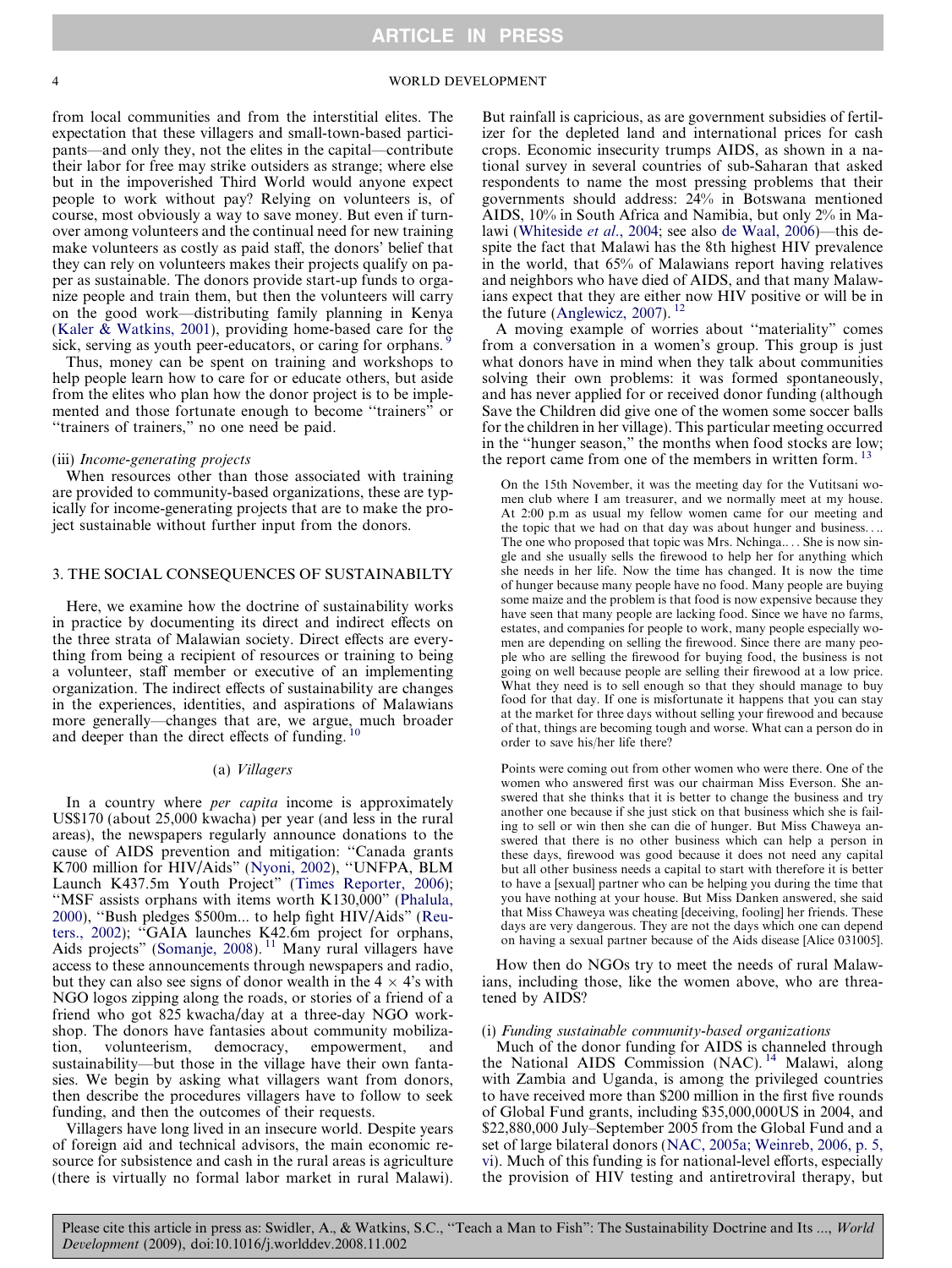from local communities and from the interstitial elites. The expectation that these villagers and small-town-based participants—and only they, not the elites in the capital—contribute their labor for free may strike outsiders as strange; where else but in the impoverished Third World would anyone expect people to work without pay? Relying on volunteers is, of course, most obviously a way to save money. But even if turnover among volunteers and the continual need for new training make volunteers as costly as paid staff, the donors' belief that they can rely on volunteers makes their projects qualify on paper as sustainable. The donors provide start-up funds to organize people and train them, but then the volunteers will carry on the good work—distributing family planning in Kenya (Kaler & Watkins, 2001), providing home-based care for the sick, serving as youth peer-educators, or caring for orphans. [9]

Thus, money can be spent on training and workshops to help people learn how to care for or educate others, but aside from the elites who plan how the donor project is to be implemented and those fortunate enough to become "trainers" or "trainers of trainers," no one need be paid.

(iii) *Income-generating projects*

When resources other than those associated with training are provided to community-based organizations, these are typically for income-generating projects that are to make the project sustainable without further input from the donors.

## 3. THE SOCIAL CONSEQUENCES OF SUSTAINABILTY

Here, we examine how the doctrine of sustainability works in practice by documenting its direct and indirect effects on the three strata of Malawian society. Direct effects are everything from being a recipient of resources or training to being a volunteer, staff member or executive of an implementing organization. The indirect effects of sustainability are changes in the experiences, identities, and aspirations of Malawians more generally—changes that are, we argue, much broader and deeper than the direct effects of funding. [10]

### (a) *Villagers*

In a country where *per capita* income is approximately US$170 (about 25,000 kwacha) per year (and less in the rural areas), the newspapers regularly announce donations to the cause of AIDS prevention and mitigation: "Canada grants K700 million for HIV/Aids" (Nyoni, 2002), "UNFPA, BLM Launch K437.5m Youth Project" (Times Reporter, 2006); "MSF assists orphans with items worth K130,000" (Phalula, 2000), "Bush pledges $500m... to help fight HIV/Aids" (Reuters., 2002); "GAIA launches K42.6m project for orphans, Aids projects" (Somanje, 2008). [11] Many rural villagers have access to these announcements through newspapers and radio, but they can also see signs of donor wealth in the 4 × 4's with NGO logos zipping along the roads, or stories of a friend of a friend who got 825 kwacha/day at a three-day NGO workshop. The donors have fantasies about community mobilization, volunteerism, democracy, empowerment, and sustainability—but those in the village have their own fantasies. We begin by asking what villagers want from donors, then describe the procedures villagers have to follow to seek funding, and then the outcomes of their requests.

Villagers have long lived in an insecure world. Despite years of foreign aid and technical advisors, the main economic resource for subsistence and cash in the rural areas is agriculture (there is virtually no formal labor market in rural Malawi). But rainfall is capricious, as are government subsidies of fertilizer for the depleted land and international prices for cash crops. Economic insecurity trumps AIDS, as shown in a national survey in several countries of sub-Saharan that asked respondents to name the most pressing problems that their governments should address: 24% in Botswana mentioned AIDS, 10% in South Africa and Namibia, but only 2% in Malawi (Whiteside *et al.*, 2004; see also de Waal, 2006)—this despite the fact that Malawi has the 8th highest HIV prevalence in the world, that 65% of Malawians report having relatives and neighbors who have died of AIDS, and that many Malawians expect that they are either now HIV positive or will be in the future (Anglewicz, 2007). [12]

A moving example of worries about "materiality" comes from a conversation in a women's group. This group is just what donors have in mind when they talk about communities solving their own problems: it was formed spontaneously, and has never applied for or received donor funding (although Save the Children did give one of the women some soccer balls for the children in her village). This particular meeting occurred in the "hunger season," the months when food stocks are low; the report came from one of the members in written form. [13]

> On the 15th November, it was the meeting day for the Vutitsani women club where I am treasurer, and we normally meet at my house. At 2:00 p.m as usual my fellow women came for our meeting and the topic that we had on that day was about hunger and business.... The one who proposed that topic was Mrs. Nchinga.... She is now single and she usually sells the firewood to help her for anything which she needs in her life. Now the time has changed. It is now the time of hunger because many people have no food. Many people are buying some maize and the problem is that food is now expensive because they have seen that many people are lacking food. Since we have no farms, estates, and companies for people to work, many people especially women are depending on selling the firewood. Since there are many people who are selling the firewood for buying food, the business is not going on well because people are selling their firewood at a low price. What they need is to sell enough so that they should manage to buy food for that day. If one is misfortunate it happens that you can stay at the market for three days without selling your firewood and because of that, things are becoming tough and worse. What can a person do in order to save his/her life there?
>
> Points were coming out from other women who were there. One of the women who answered first was our chairman Miss Everson. She answered that she thinks that it is better to change the business and try another one because if she just stick on that business which she is failing to sell or win then she can die of hunger. But Miss Chaweya answered that there is no other business which can help a person in these days, firewood was good because it does not need any capital but all other business needs a capital to start with therefore it is better to have a [sexual] partner who can be helping you during the time that you have nothing at your house. But Miss Danken answered, she said that Miss Chaweya was cheating [deceiving, fooling] her friends. These days are very dangerous. They are not the days which one can depend on having a sexual partner because of the Aids disease [Alice 031005].

How then do NGOs try to meet the needs of rural Malawians, including those, like the women above, who are threatened by AIDS?

(i) *Funding sustainable community-based organizations*

Much of the donor funding for AIDS is channeled through the National AIDS Commission (NAC). [14] Malawi, along with Zambia and Uganda, is among the privileged countries to have received more than $200 million in the first five rounds of Global Fund grants, including $35,000,000US in 2004, and $22,880,000 July–September 2005 from the Global Fund and a set of large bilateral donors (NAC, 2005a; Weinreb, 2006, p. 5, vi). Much of this funding is for national-level efforts, especially the provision of HIV testing and antiretroviral therapy, but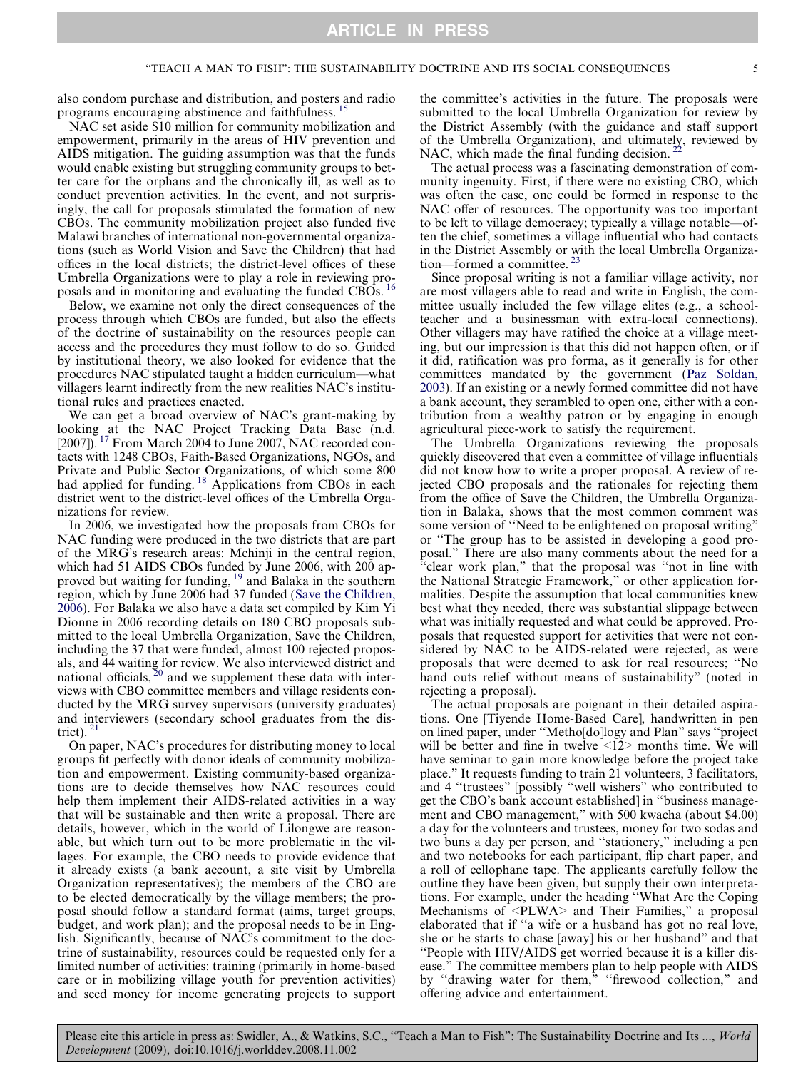also condom purchase and distribution, and posters and radio programs encouraging abstinence and faithfulness.[15]

NAC set aside $10 million for community mobilization and empowerment, primarily in the areas of HIV prevention and AIDS mitigation. The guiding assumption was that the funds would enable existing but struggling community groups to better care for the orphans and the chronically ill, as well as to conduct prevention activities. In the event, and not surprisingly, the call for proposals stimulated the formation of new CBOs. The community mobilization project also funded five Malawi branches of international non-governmental organizations (such as World Vision and Save the Children) that had offices in the local districts; the district-level offices of these Umbrella Organizations were to play a role in reviewing proposals and in monitoring and evaluating the funded CBOs.[16]

Below, we examine not only the direct consequences of the process through which CBOs are funded, but also the effects of the doctrine of sustainability on the resources people can access and the procedures they must follow to do so. Guided by institutional theory, we also looked for evidence that the procedures NAC stipulated taught a hidden curriculum—what villagers learnt indirectly from the new realities NAC's institutional rules and practices enacted.

We can get a broad overview of NAC's grant-making by looking at the NAC Project Tracking Data Base (n.d. [2007]).[17] From March 2004 to June 2007, NAC recorded contacts with 1248 CBOs, Faith-Based Organizations, NGOs, and Private and Public Sector Organizations, of which some 800 had applied for funding.[18] Applications from CBOs in each district went to the district-level offices of the Umbrella Organizations for review.

In 2006, we investigated how the proposals from CBOs for NAC funding were produced in the two districts that are part of the MRG's research areas: Mchinji in the central region, which had 51 AIDS CBOs funded by June 2006, with 200 approved but waiting for funding,[19] and Balaka in the southern region, which by June 2006 had 37 funded (Save the Children, 2006). For Balaka we also have a data set compiled by Kim Yi Dionne in 2006 recording details on 180 CBO proposals submitted to the local Umbrella Organization, Save the Children, including the 37 that were funded, almost 100 rejected proposals, and 44 waiting for review. We also interviewed district and national officials,[20] and we supplement these data with interviews with CBO committee members and village residents conducted by the MRG survey supervisors (university graduates) and interviewers (secondary school graduates from the district).[21]

On paper, NAC's procedures for distributing money to local groups fit perfectly with donor ideals of community mobilization and empowerment. Existing community-based organizations are to decide themselves how NAC resources could help them implement their AIDS-related activities in a way that will be sustainable and then write a proposal. There are details, however, which in the world of Lilongwe are reasonable, but which turn out to be more problematic in the villages. For example, the CBO needs to provide evidence that it already exists (a bank account, a site visit by Umbrella Organization representatives); the members of the CBO are to be elected democratically by the village members; the proposal should follow a standard format (aims, target groups, budget, and work plan); and the proposal needs to be in English. Significantly, because of NAC's commitment to the doctrine of sustainability, resources could be requested only for a limited number of activities: training (primarily in home-based care or in mobilizing village youth for prevention activities) and seed money for income generating projects to support the committee's activities in the future. The proposals were submitted to the local Umbrella Organization for review by the District Assembly (with the guidance and staff support of the Umbrella Organization), and ultimately, reviewed by NAC, which made the final funding decision.[22]

The actual process was a fascinating demonstration of community ingenuity. First, if there were no existing CBO, which was often the case, one could be formed in response to the NAC offer of resources. The opportunity was too important to be left to village democracy; typically a village notable—often the chief, sometimes a village influential who had contacts in the District Assembly or with the local Umbrella Organization—formed a committee.[23]

Since proposal writing is not a familiar village activity, nor are most villagers able to read and write in English, the committee usually included the few village elites (e.g., a schoolteacher and a businessman with extra-local connections). Other villagers may have ratified the choice at a village meeting, but our impression is that this did not happen often, or if it did, ratification was pro forma, as it generally is for other committees mandated by the government (Paz Soldan, 2003). If an existing or a newly formed committee did not have a bank account, they scrambled to open one, either with a contribution from a wealthy patron or by engaging in enough agricultural piece-work to satisfy the requirement.

The Umbrella Organizations reviewing the proposals quickly discovered that even a committee of village influentials did not know how to write a proper proposal. A review of rejected CBO proposals and the rationales for rejecting them from the office of Save the Children, the Umbrella Organization in Balaka, shows that the most common comment was some version of "Need to be enlightened on proposal writing" or "The group has to be assisted in developing a good proposal." There are also many comments about the need for a "clear work plan," that the proposal was "not in line with the National Strategic Framework," or other application formalities. Despite the assumption that local communities knew best what they needed, there was substantial slippage between what was initially requested and what could be approved. Proposals that requested support for activities that were not considered by NAC to be AIDS-related were rejected, as were proposals that were deemed to ask for real resources; "No hand outs relief without means of sustainability" (noted in rejecting a proposal).

The actual proposals are poignant in their detailed aspirations. One [Tiyende Home-Based Care], handwritten in pen on lined paper, under "Metho[do]logy and Plan" says "project will be better and fine in twelve <12> months time. We will have seminar to gain more knowledge before the project take place." It requests funding to train 21 volunteers, 3 facilitators, and 4 "trustees" [possibly "well wishers" who contributed to get the CBO's bank account established] in "business management and CBO management," with 500 kwacha (about $4.00) a day for the volunteers and trustees, money for two sodas and two buns a day per person, and "stationery," including a pen and two notebooks for each participant, flip chart paper, and a roll of cellophane tape. The applicants carefully follow the outline they have been given, but supply their own interpretations. For example, under the heading "What Are the Coping Mechanisms of <PLWA> and Their Families," a proposal elaborated that if "a wife or a husband has got no real love, she or he starts to chase [away] his or her husband" and that "People with HIV/AIDS get worried because it is a killer disease." The committee members plan to help people with AIDS by "drawing water for them," "firewood collection," and offering advice and entertainment.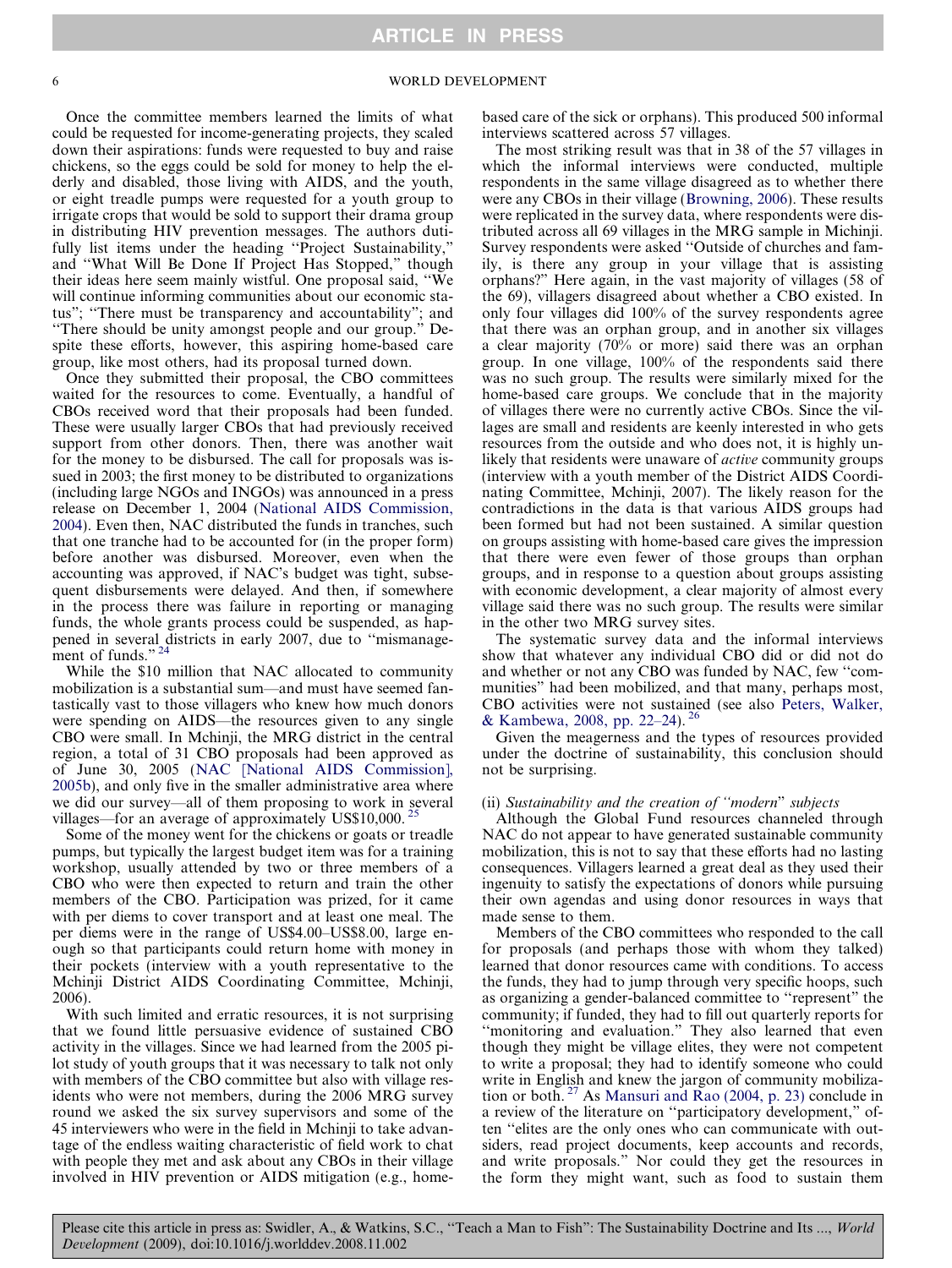Once the committee members learned the limits of what could be requested for income-generating projects, they scaled down their aspirations: funds were requested to buy and raise chickens, so the eggs could be sold for money to help the elderly and disabled, those living with AIDS, and the youth, or eight treadle pumps were requested for a youth group to irrigate crops that would be sold to support their drama group in distributing HIV prevention messages. The authors dutifully list items under the heading "Project Sustainability," and "What Will Be Done If Project Has Stopped," though their ideas here seem mainly wistful. One proposal said, "We will continue informing communities about our economic status"; "There must be transparency and accountability"; and "There should be unity amongst people and our group." Despite these efforts, however, this aspiring home-based care group, like most others, had its proposal turned down.

Once they submitted their proposal, the CBO committees waited for the resources to come. Eventually, a handful of CBOs received word that their proposals had been funded. These were usually larger CBOs that had previously received support from other donors. Then, there was another wait for the money to be disbursed. The call for proposals was issued in 2003; the first money to be distributed to organizations (including large NGOs and INGOs) was announced in a press release on December 1, 2004 (National AIDS Commission, 2004). Even then, NAC distributed the funds in tranches, such that one tranche had to be accounted for (in the proper form) before another was disbursed. Moreover, even when the accounting was approved, if NAC's budget was tight, subsequent disbursements were delayed. And then, if somewhere in the process there was failure in reporting or managing funds, the whole grants process could be suspended, as happened in several districts in early 2007, due to "mismanagement of funds."[24]

While the $10 million that NAC allocated to community mobilization is a substantial sum—and must have seemed fantastically vast to those villagers who knew how much donors were spending on AIDS—the resources given to any single CBO were small. In Mchinji, the MRG district in the central region, a total of 31 CBO proposals had been approved as of June 30, 2005 (NAC [National AIDS Commission], 2005b), and only five in the smaller administrative area where we did our survey—all of them proposing to work in several villages—for an average of approximately US$10,000.[25]

Some of the money went for the chickens or goats or treadle pumps, but typically the largest budget item was for a training workshop, usually attended by two or three members of a CBO who were then expected to return and train the other members of the CBO. Participation was prized, for it came with per diems to cover transport and at least one meal. The per diems were in the range of US$4.00–US$8.00, large enough so that participants could return home with money in their pockets (interview with a youth representative to the Mchinji District AIDS Coordinating Committee, Mchinji, 2006).

With such limited and erratic resources, it is not surprising that we found little persuasive evidence of sustained CBO activity in the villages. Since we had learned from the 2005 pilot study of youth groups that it was necessary to talk not only with members of the CBO committee but also with village residents who were not members, during the 2006 MRG survey round we asked the six survey supervisors and some of the 45 interviewers who were in the field in Mchinji to take advantage of the endless waiting characteristic of field work to chat with people they met and ask about any CBOs in their village involved in HIV prevention or AIDS mitigation (e.g., home-based care of the sick or orphans). This produced 500 informal interviews scattered across 57 villages.

The most striking result was that in 38 of the 57 villages in which the informal interviews were conducted, multiple respondents in the same village disagreed as to whether there were any CBOs in their village (Browning, 2006). These results were replicated in the survey data, where respondents were distributed across all 69 villages in the MRG sample in Michinji. Survey respondents were asked "Outside of churches and family, is there any group in your village that is assisting orphans?" Here again, in the vast majority of villages (58 of the 69), villagers disagreed about whether a CBO existed. In only four villages did 100% of the survey respondents agree that there was an orphan group, and in another six villages a clear majority (70% or more) said there was an orphan group. In one village, 100% of the respondents said there was no such group. The results were similarly mixed for the home-based care groups. We conclude that in the majority of villages there were no currently active CBOs. Since the villages are small and residents are keenly interested in who gets resources from the outside and who does not, it is highly unlikely that residents were unaware of *active* community groups (interview with a youth member of the District AIDS Coordinating Committee, Mchinji, 2007). The likely reason for the contradictions in the data is that various AIDS groups had been formed but had not been sustained. A similar question on groups assisting with home-based care gives the impression that there were even fewer of those groups than orphan groups, and in response to a question about groups assisting with economic development, a clear majority of almost every village said there was no such group. The results were similar in the other two MRG survey sites.

The systematic survey data and the informal interviews show that whatever any individual CBO did or did not do and whether or not any CBO was funded by NAC, few "communities" had been mobilized, and that many, perhaps most, CBO activities were not sustained (see also Peters, Walker, & Kambewa, 2008, pp. 22–24).[26]

Given the meagerness and the types of resources provided under the doctrine of sustainability, this conclusion should not be surprising.

#### (ii) *Sustainability and the creation of "modern" subjects*

Although the Global Fund resources channeled through NAC do not appear to have generated sustainable community mobilization, this is not to say that these efforts had no lasting consequences. Villagers learned a great deal as they used their ingenuity to satisfy the expectations of donors while pursuing their own agendas and using donor resources in ways that made sense to them.

Members of the CBO committees who responded to the call for proposals (and perhaps those with whom they talked) learned that donor resources came with conditions. To access the funds, they had to jump through very specific hoops, such as organizing a gender-balanced committee to "represent" the community; if funded, they had to fill out quarterly reports for "monitoring and evaluation." They also learned that even though they might be village elites, they were not competent to write a proposal; they had to identify someone who could write in English and knew the jargon of community mobilization or both.[27] As Mansuri and Rao (2004, p. 23) conclude in a review of the literature on "participatory development," often "elites are the only ones who can communicate with outsiders, read project documents, keep accounts and records, and write proposals." Nor could they get the resources in the form they might want, such as food to sustain them

Please cite this article in press as: Swidler, A., & Watkins, S.C., "Teach a Man to Fish": The Sustainability Doctrine and Its ..., *World Development* (2009), doi:10.1016/j.worlddev.2008.11.002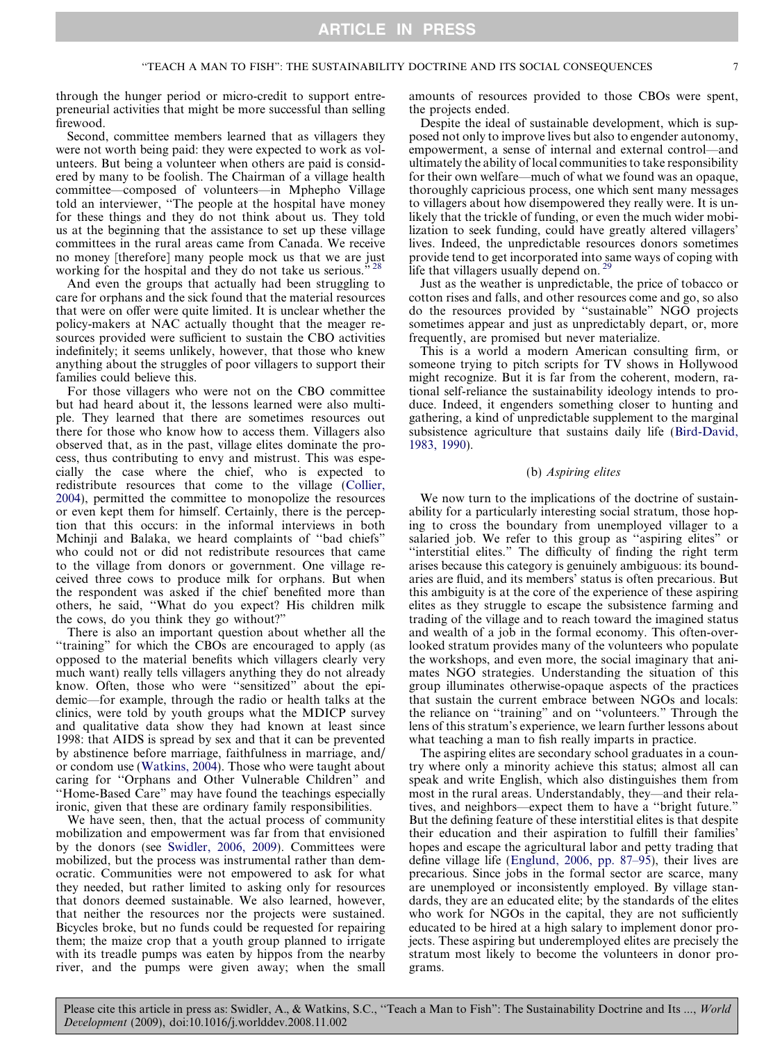through the hunger period or micro-credit to support entrepreneurial activities that might be more successful than selling firewood.

Second, committee members learned that as villagers they were not worth being paid: they were expected to work as volunteers. But being a volunteer when others are paid is considered by many to be foolish. The Chairman of a village health committee—composed of volunteers—in Mphepho Village told an interviewer, "The people at the hospital have money for these things and they do not think about us. They told us at the beginning that the assistance to set up these village committees in the rural areas came from Canada. We receive no money [therefore] many people mock us that we are just working for the hospital and they do not take us serious." [28]

And even the groups that actually had been struggling to care for orphans and the sick found that the material resources that were on offer were quite limited. It is unclear whether the policy-makers at NAC actually thought that the meager resources provided were sufficient to sustain the CBO activities indefinitely; it seems unlikely, however, that those who knew anything about the struggles of poor villagers to support their families could believe this.

For those villagers who were not on the CBO committee but had heard about it, the lessons learned were also multiple. They learned that there are sometimes resources out there for those who know how to access them. Villagers also observed that, as in the past, village elites dominate the process, thus contributing to envy and mistrust. This was especially the case where the chief, who is expected to redistribute resources that come to the village (Collier, 2004), permitted the committee to monopolize the resources or even kept them for himself. Certainly, there is the perception that this occurs: in the informal interviews in both Mchinji and Balaka, we heard complaints of "bad chiefs" who could not or did not redistribute resources that came to the village from donors or government. One village received three cows to produce milk for orphans. But when the respondent was asked if the chief benefited more than others, he said, "What do you expect? His children milk the cows, do you think they go without?"

There is also an important question about whether all the "training" for which the CBOs are encouraged to apply (as opposed to the material benefits which villagers clearly very much want) really tells villagers anything they do not already know. Often, those who were "sensitized" about the epidemic—for example, through the radio or health talks at the clinics, were told by youth groups what the MDICP survey and qualitative data show they had known at least since 1998: that AIDS is spread by sex and that it can be prevented by abstinence before marriage, faithfulness in marriage, and/or condom use (Watkins, 2004). Those who were taught about caring for "Orphans and Other Vulnerable Children" and "Home-Based Care" may have found the teachings especially ironic, given that these are ordinary family responsibilities.

We have seen, then, that the actual process of community mobilization and empowerment was far from that envisioned by the donors (see Swidler, 2006, 2009). Committees were mobilized, but the process was instrumental rather than democratic. Communities were not empowered to ask for what they needed, but rather limited to asking only for resources that donors deemed sustainable. We also learned, however, that neither the resources nor the projects were sustained. Bicycles broke, but no funds could be requested for repairing them; the maize crop that a youth group planned to irrigate with its treadle pumps was eaten by hippos from the nearby river, and the pumps were given away; when the small amounts of resources provided to those CBOs were spent, the projects ended.

Despite the ideal of sustainable development, which is supposed not only to improve lives but also to engender autonomy, empowerment, a sense of internal and external control—and ultimately the ability of local communities to take responsibility for their own welfare—much of what we found was an opaque, thoroughly capricious process, one which sent many messages to villagers about how disempowered they really were. It is unlikely that the trickle of funding, or even the much wider mobilization to seek funding, could have greatly altered villagers' lives. Indeed, the unpredictable resources donors sometimes provide tend to get incorporated into same ways of coping with life that villagers usually depend on. [29]

Just as the weather is unpredictable, the price of tobacco or cotton rises and falls, and other resources come and go, so also do the resources provided by "sustainable" NGO projects sometimes appear and just as unpredictably depart, or, more frequently, are promised but never materialize.

This is a world a modern American consulting firm, or someone trying to pitch scripts for TV shows in Hollywood might recognize. But it is far from the coherent, modern, rational self-reliance the sustainability ideology intends to produce. Indeed, it engenders something closer to hunting and gathering, a kind of unpredictable supplement to the marginal subsistence agriculture that sustains daily life (Bird-David, 1983, 1990).

### (b) *Aspiring elites*

We now turn to the implications of the doctrine of sustainability for a particularly interesting social stratum, those hoping to cross the boundary from unemployed villager to a salaried job. We refer to this group as "aspiring elites" or "interstitial elites." The difficulty of finding the right term arises because this category is genuinely ambiguous: its boundaries are fluid, and its members' status is often precarious. But this ambiguity is at the core of the experience of these aspiring elites as they struggle to escape the subsistence farming and trading of the village and to reach toward the imagined status and wealth of a job in the formal economy. This often-overlooked stratum provides many of the volunteers who populate the workshops, and even more, the social imaginary that animates NGO strategies. Understanding the situation of this group illuminates otherwise-opaque aspects of the practices that sustain the current embrace between NGOs and locals: the reliance on "training" and on "volunteers." Through the lens of this stratum's experience, we learn further lessons about what teaching a man to fish really imparts in practice.

The aspiring elites are secondary school graduates in a country where only a minority achieve this status; almost all can speak and write English, which also distinguishes them from most in the rural areas. Understandably, they—and their relatives, and neighbors—expect them to have a "bright future." But the defining feature of these interstitial elites is that despite their education and their aspiration to fulfill their families' hopes and escape the agricultural labor and petty trading that define village life (Englund, 2006, pp. 87–95), their lives are precarious. Since jobs in the formal sector are scarce, many are unemployed or inconsistently employed. By village standards, they are an educated elite; by the standards of the elites who work for NGOs in the capital, they are not sufficiently educated to be hired at a high salary to implement donor projects. These aspiring but underemployed elites are precisely the stratum most likely to become the volunteers in donor programs.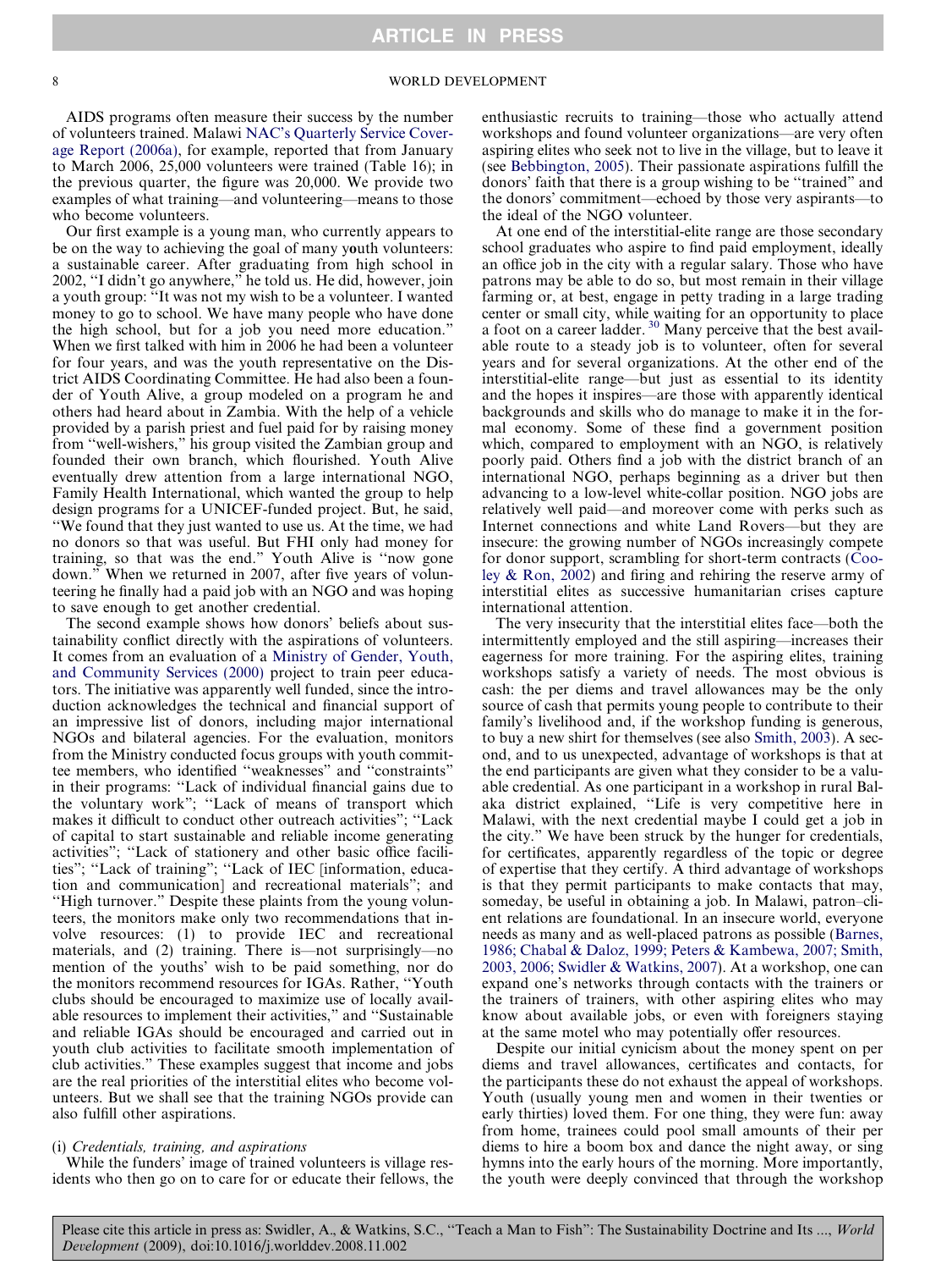AIDS programs often measure their success by the number of volunteers trained. Malawi NAC's Quarterly Service Coverage Report (2006a), for example, reported that from January to March 2006, 25,000 volunteers were trained (Table 16); in the previous quarter, the figure was 20,000. We provide two examples of what training—and volunteering—means to those who become volunteers.

Our first example is a young man, who currently appears to be on the way to achieving the goal of many youth volunteers: a sustainable career. After graduating from high school in 2002, "I didn't go anywhere," he told us. He did, however, join a youth group: "It was not my wish to be a volunteer. I wanted money to go to school. We have many people who have done the high school, but for a job you need more education." When we first talked with him in 2006 he had been a volunteer for four years, and was the youth representative on the District AIDS Coordinating Committee. He had also been a founder of Youth Alive, a group modeled on a program he and others had heard about in Zambia. With the help of a vehicle provided by a parish priest and fuel paid for by raising money from "well-wishers," his group visited the Zambian group and founded their own branch, which flourished. Youth Alive eventually drew attention from a large international NGO, Family Health International, which wanted the group to help design programs for a UNICEF-funded project. But, he said, "We found that they just wanted to use us. At the time, we had no donors so that was useful. But FHI only had money for training, so that was the end." Youth Alive is "now gone down." When we returned in 2007, after five years of volunteering he finally had a paid job with an NGO and was hoping to save enough to get another credential.

The second example shows how donors' beliefs about sustainability conflict directly with the aspirations of volunteers. It comes from an evaluation of a Ministry of Gender, Youth, and Community Services (2000) project to train peer educators. The initiative was apparently well funded, since the introduction acknowledges the technical and financial support of an impressive list of donors, including major international NGOs and bilateral agencies. For the evaluation, monitors from the Ministry conducted focus groups with youth committee members, who identified "weaknesses" and "constraints" in their programs: "Lack of individual financial gains due to the voluntary work"; "Lack of means of transport which makes it difficult to conduct other outreach activities"; "Lack of capital to start sustainable and reliable income generating activities"; "Lack of stationery and other basic office facilities"; "Lack of training"; "Lack of IEC [information, education and communication] and recreational materials"; and "High turnover." Despite these plaints from the young volunteers, the monitors make only two recommendations that involve resources: (1) to provide IEC and recreational materials, and (2) training. There is—not surprisingly—no mention of the youths' wish to be paid something, nor do the monitors recommend resources for IGAs. Rather, "Youth clubs should be encouraged to maximize use of locally available resources to implement their activities," and "Sustainable and reliable IGAs should be encouraged and carried out in youth club activities to facilitate smooth implementation of club activities." These examples suggest that income and jobs are the real priorities of the interstitial elites who become volunteers. But we shall see that the training NGOs provide can also fulfill other aspirations.

(i) *Credentials, training, and aspirations*

While the funders' image of trained volunteers is village residents who then go on to care for or educate their fellows, the enthusiastic recruits to training—those who actually attend workshops and found volunteer organizations—are very often aspiring elites who seek not to live in the village, but to leave it (see Bebbington, 2005). Their passionate aspirations fulfill the donors' faith that there is a group wishing to be "trained" and the donors' commitment—echoed by those very aspirants—to the ideal of the NGO volunteer.

At one end of the interstitial-elite range are those secondary school graduates who aspire to find paid employment, ideally an office job in the city with a regular salary. Those who have patrons may be able to do so, but most remain in their village farming or, at best, engage in petty trading in a large trading center or small city, while waiting for an opportunity to place a foot on a career ladder.[30] Many perceive that the best available route to a steady job is to volunteer, often for several years and for several organizations. At the other end of the interstitial-elite range—but just as essential to its identity and the hopes it inspires—are those with apparently identical backgrounds and skills who do manage to make it in the formal economy. Some of these find a government position which, compared to employment with an NGO, is relatively poorly paid. Others find a job with the district branch of an international NGO, perhaps beginning as a driver but then advancing to a low-level white-collar position. NGO jobs are relatively well paid—and moreover come with perks such as Internet connections and white Land Rovers—but they are insecure: the growing number of NGOs increasingly compete for donor support, scrambling for short-term contracts (Cooley & Ron, 2002) and firing and rehiring the reserve army of interstitial elites as successive humanitarian crises capture international attention.

The very insecurity that the interstitial elites face—both the intermittently employed and the still aspiring—increases their eagerness for more training. For the aspiring elites, training workshops satisfy a variety of needs. The most obvious is cash: the per diems and travel allowances may be the only source of cash that permits young people to contribute to their family's livelihood and, if the workshop funding is generous, to buy a new shirt for themselves (see also Smith, 2003). A second, and to us unexpected, advantage of workshops is that at the end participants are given what they consider to be a valuable credential. As one participant in a workshop in rural Balaka district explained, "Life is very competitive here in Malawi, with the next credential maybe I could get a job in the city." We have been struck by the hunger for credentials, for certificates, apparently regardless of the topic or degree of expertise that they certify. A third advantage of workshops is that they permit participants to make contacts that may, someday, be useful in obtaining a job. In Malawi, patron–client relations are foundational. In an insecure world, everyone needs as many and as well-placed patrons as possible (Barnes, 1986; Chabal & Daloz, 1999; Peters & Kambewa, 2007; Smith, 2003, 2006; Swidler & Watkins, 2007). At a workshop, one can expand one's networks through contacts with the trainers or the trainers of trainers, with other aspiring elites who may know about available jobs, or even with foreigners staying at the same motel who may potentially offer resources.

Despite our initial cynicism about the money spent on per diems and travel allowances, certificates and contacts, for the participants these do not exhaust the appeal of workshops. Youth (usually young men and women in their twenties or early thirties) loved them. For one thing, they were fun: away from home, trainees could pool small amounts of their per diems to hire a boom box and dance the night away, or sing hymns into the early hours of the morning. More importantly, the youth were deeply convinced that through the workshop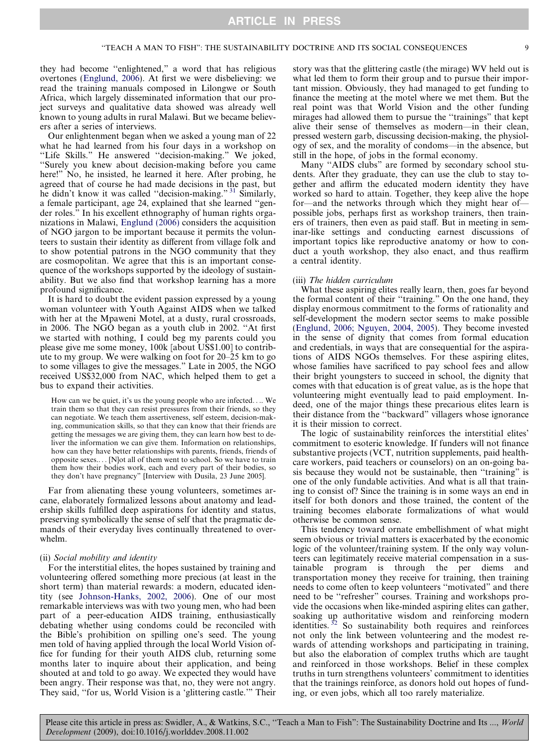they had become ''enlightened,'' a word that has religious overtones (Englund, 2006). At first we were disbelieving: we read the training manuals composed in Lilongwe or South Africa, which largely disseminated information that our project surveys and qualitative data showed was already well known to young adults in rural Malawi. But we became believers after a series of interviews.

Our enlightenment began when we asked a young man of 22 what he had learned from his four days in a workshop on ''Life Skills.'' He answered ''decision-making.'' We joked, ''Surely you knew about decision-making before you came here!'' No, he insisted, he learned it here. After probing, he agreed that of course he had made decisions in the past, but he didn't know it was called ''decision-making.''[31] Similarly, a female participant, age 24, explained that she learned ''gender roles.'' In his excellent ethnography of human rights organizations in Malawi, Englund (2006) considers the acquisition of NGO jargon to be important because it permits the volunteers to sustain their identity as different from village folk and to show potential patrons in the NGO community that they are cosmopolitan. We agree that this is an important consequence of the workshops supported by the ideology of sustainability. But we also find that workshop learning has a more profound significance.

It is hard to doubt the evident passion expressed by a young woman volunteer with Youth Against AIDS when we talked with her at the Mpaweni Motel, at a dusty, rural crossroads, in 2006. The NGO began as a youth club in 2002. ''At first we started with nothing, I could beg my parents could you please give me some money, 100k [about US$1.00] to contribute to my group. We were walking on foot for 20–25 km to go to some villages to give the messages.'' Late in 2005, the NGO received US$32,000 from NAC, which helped them to get a bus to expand their activities.

> How can we be quiet, it's us the young people who are infected.... We train them so that they can resist pressures from their friends, so they can negotiate. We teach them assertiveness, self esteem, decision-making, communication skills, so that they can know that their friends are getting the messages we are giving them, they can learn how best to deliver the information we can give them. Information on relationships, how can they have better relationships with parents, friends, friends of opposite sexes.... [N]ot all of them went to school. So we have to train them how their bodies work, each and every part of their bodies, so they don't have pregnancy'' [Interview with Dusila, 23 June 2005].

Far from alienating these young volunteers, sometimes arcane, elaborately formalized lessons about anatomy and leadership skills fulfilled deep aspirations for identity and status, preserving symbolically the sense of self that the pragmatic demands of their everyday lives continually threatened to overwhelm.

#### (ii) *Social mobility and identity*

For the interstitial elites, the hopes sustained by training and volunteering offered something more precious (at least in the short term) than material rewards: a modern, educated identity (see Johnson-Hanks, 2002, 2006). One of our most remarkable interviews was with two young men, who had been part of a peer-education AIDS training, enthusiastically debating whether using condoms could be reconciled with the Bible's prohibition on spilling one's seed. The young men told of having applied through the local World Vision office for funding for their youth AIDS club, returning some months later to inquire about their application, and being shouted at and told to go away. We expected they would have been angry. Their response was that, no, they were not angry. They said, ''for us, World Vision is a 'glittering castle.''' Their story was that the glittering castle (the mirage) WV held out is what led them to form their group and to pursue their important mission. Obviously, they had managed to get funding to finance the meeting at the motel where we met them. But the real point was that World Vision and the other funding mirages had allowed them to pursue the ''trainings'' that kept alive their sense of themselves as modern—in their clean, pressed western garb, discussing decision-making, the physiology of sex, and the morality of condoms—in the absence, but still in the hope, of jobs in the formal economy.

Many ''AIDS clubs'' are formed by secondary school students. After they graduate, they can use the club to stay together and affirm the educated modern identity they have worked so hard to attain. Together, they keep alive the hope for—and the networks through which they might hear of—possible jobs, perhaps first as workshop trainers, then trainers of trainers, then even as paid staff. But in meeting in seminar-like settings and conducting earnest discussions of important topics like reproductive anatomy or how to conduct a youth workshop, they also enact, and thus reaffirm a central identity.

#### (iii) *The hidden curriculum*

What these aspiring elites really learn, then, goes far beyond the formal content of their ''training.'' On the one hand, they display enormous commitment to the forms of rationality and self-development the modern sector seems to make possible (Englund, 2006; Nguyen, 2004, 2005). They become invested in the sense of dignity that comes from formal education and credentials, in ways that are consequential for the aspirations of AIDS NGOs themselves. For these aspiring elites, whose families have sacrificed to pay school fees and allow their bright youngsters to succeed in school, the dignity that comes with that education is of great value, as is the hope that volunteering might eventually lead to paid employment. Indeed, one of the major things these precarious elites learn is their distance from the ''backward'' villagers whose ignorance it is their mission to correct.

The logic of sustainability reinforces the interstitial elites' commitment to esoteric knowledge. If funders will not finance substantive projects (VCT, nutrition supplements, paid health-care workers, paid teachers or counselors) on an on-going basis because they would not be sustainable, then ''training'' is one of the only fundable activities. And what is all that training to consist of? Since the training is in some ways an end in itself for both donors and those trained, the content of the training becomes elaborate formalizations of what would otherwise be common sense.

This tendency toward ornate embellishment of what might seem obvious or trivial matters is exacerbated by the economic logic of the volunteer/training system. If the only way volunteers can legitimately receive material compensation in a sustainable program is through the per diems and transportation money they receive for training, then training needs to come often to keep volunteers ''motivated'' and there need to be ''refresher'' courses. Training and workshops provide the occasions when like-minded aspiring elites can gather, soaking up authoritative wisdom and reinforcing modern identities.[32] So sustainability both requires and reinforces not only the link between volunteering and the modest rewards of attending workshops and participating in training, but also the elaboration of complex truths which are taught and reinforced in those workshops. Belief in these complex truths in turn strengthens volunteers' commitment to identities that the trainings reinforce, as donors hold out hopes of funding, or even jobs, which all too rarely materialize.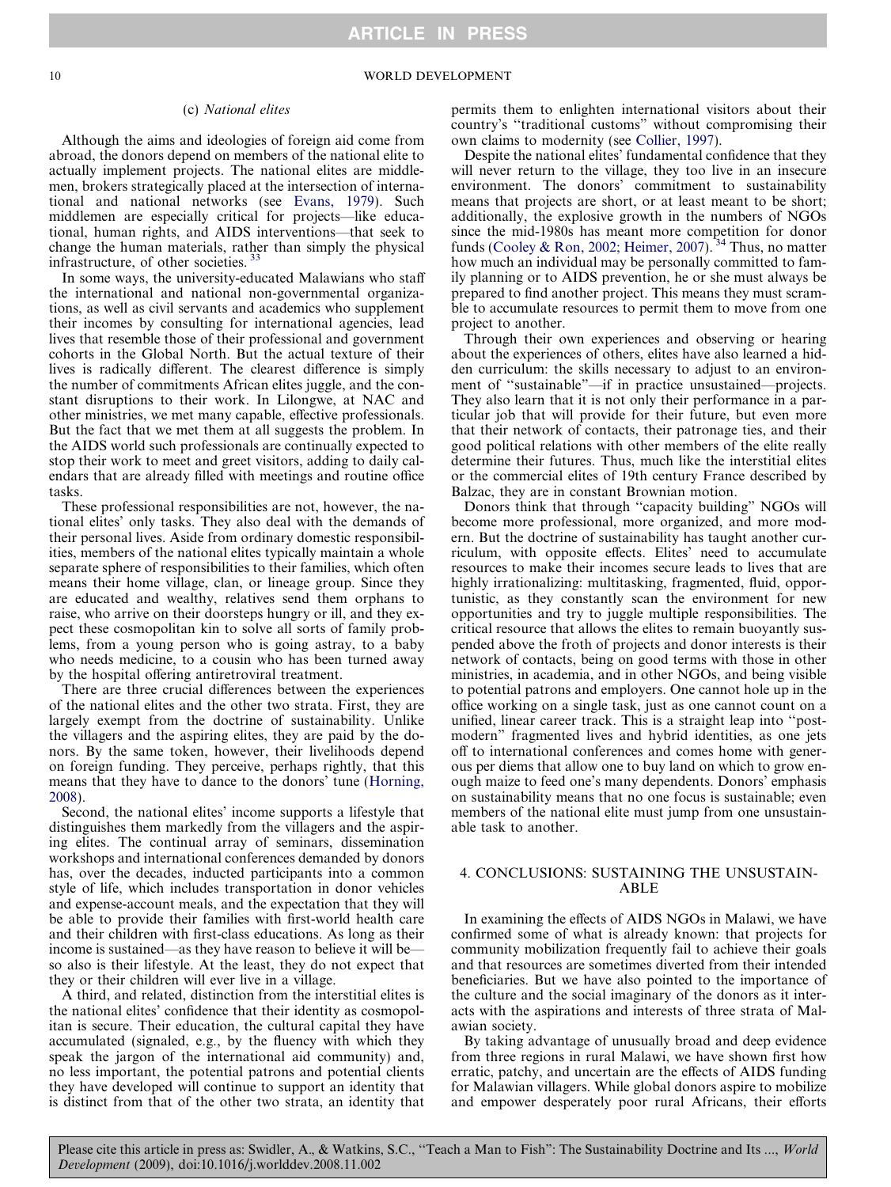### (c) *National elites*

Although the aims and ideologies of foreign aid come from abroad, the donors depend on members of the national elite to actually implement projects. The national elites are middlemen, brokers strategically placed at the intersection of international and national networks (see Evans, 1979). Such middlemen are especially critical for projects—like educational, human rights, and AIDS interventions—that seek to change the human materials, rather than simply the physical infrastructure, of other societies. [33]

In some ways, the university-educated Malawians who staff the international and national non-governmental organizations, as well as civil servants and academics who supplement their incomes by consulting for international agencies, lead lives that resemble those of their professional and government cohorts in the Global North. But the actual texture of their lives is radically different. The clearest difference is simply the number of commitments African elites juggle, and the constant disruptions to their work. In Lilongwe, at NAC and other ministries, we met many capable, effective professionals. But the fact that we met them at all suggests the problem. In the AIDS world such professionals are continually expected to stop their work to meet and greet visitors, adding to daily calendars that are already filled with meetings and routine office tasks.

These professional responsibilities are not, however, the national elites' only tasks. They also deal with the demands of their personal lives. Aside from ordinary domestic responsibilities, members of the national elites typically maintain a whole separate sphere of responsibilities to their families, which often means their home village, clan, or lineage group. Since they are educated and wealthy, relatives send them orphans to raise, who arrive on their doorsteps hungry or ill, and they expect these cosmopolitan kin to solve all sorts of family problems, from a young person who is going astray, to a baby who needs medicine, to a cousin who has been turned away by the hospital offering antiretroviral treatment.

There are three crucial differences between the experiences of the national elites and the other two strata. First, they are largely exempt from the doctrine of sustainability. Unlike the villagers and the aspiring elites, they are paid by the donors. By the same token, however, their livelihoods depend on foreign funding. They perceive, perhaps rightly, that this means that they have to dance to the donors' tune (Horning, 2008).

Second, the national elites' income supports a lifestyle that distinguishes them markedly from the villagers and the aspiring elites. The continual array of seminars, dissemination workshops and international conferences demanded by donors has, over the decades, inducted participants into a common style of life, which includes transportation in donor vehicles and expense-account meals, and the expectation that they will be able to provide their families with first-world health care and their children with first-class educations. As long as their income is sustained—as they have reason to believe it will be—so also is their lifestyle. At the least, they do not expect that they or their children will ever live in a village.

A third, and related, distinction from the interstitial elites is the national elites' confidence that their identity as cosmopolitan is secure. Their education, the cultural capital they have accumulated (signaled, e.g., by the fluency with which they speak the jargon of the international aid community) and, no less important, the potential patrons and potential clients they have developed will continue to support an identity that is distinct from that of the other two strata, an identity that permits them to enlighten international visitors about their country's "traditional customs" without compromising their own claims to modernity (see Collier, 1997).

Despite the national elites' fundamental confidence that they will never return to the village, they too live in an insecure environment. The donors' commitment to sustainability means that projects are short, or at least meant to be short; additionally, the explosive growth in the numbers of NGOs since the mid-1980s has meant more competition for donor funds (Cooley & Ron, 2002; Heimer, 2007). [34] Thus, no matter how much an individual may be personally committed to family planning or to AIDS prevention, he or she must always be prepared to find another project. This means they must scramble to accumulate resources to permit them to move from one project to another.

Through their own experiences and observing or hearing about the experiences of others, elites have also learned a hidden curriculum: the skills necessary to adjust to an environment of "sustainable"—if in practice unsustained—projects. They also learn that it is not only their performance in a particular job that will provide for their future, but even more that their network of contacts, their patronage ties, and their good political relations with other members of the elite really determine their futures. Thus, much like the interstitial elites or the commercial elites of 19th century France described by Balzac, they are in constant Brownian motion.

Donors think that through "capacity building" NGOs will become more professional, more organized, and more modern. But the doctrine of sustainability has taught another curriculum, with opposite effects. Elites' need to accumulate resources to make their incomes secure leads to lives that are highly irrationalizing: multitasking, fragmented, fluid, opportunistic, as they constantly scan the environment for new opportunities and try to juggle multiple responsibilities. The critical resource that allows the elites to remain buoyantly suspended above the froth of projects and donor interests is their network of contacts, being on good terms with those in other ministries, in academia, and in other NGOs, and being visible to potential patrons and employers. One cannot hole up in the office working on a single task, just as one cannot count on a unified, linear career track. This is a straight leap into "post-modern" fragmented lives and hybrid identities, as one jets off to international conferences and comes home with generous per diems that allow one to buy land on which to grow enough maize to feed one's many dependents. Donors' emphasis on sustainability means that no one focus is sustainable; even members of the national elite must jump from one unsustainable task to another.

## 4. CONCLUSIONS: SUSTAINING THE UNSUSTAINABLE

In examining the effects of AIDS NGOs in Malawi, we have confirmed some of what is already known: that projects for community mobilization frequently fail to achieve their goals and that resources are sometimes diverted from their intended beneficiaries. But we have also pointed to the importance of the culture and the social imaginary of the donors as it interacts with the aspirations and interests of three strata of Malawian society.

By taking advantage of unusually broad and deep evidence from three regions in rural Malawi, we have shown first how erratic, patchy, and uncertain are the effects of AIDS funding for Malawian villagers. While global donors aspire to mobilize and empower desperately poor rural Africans, their efforts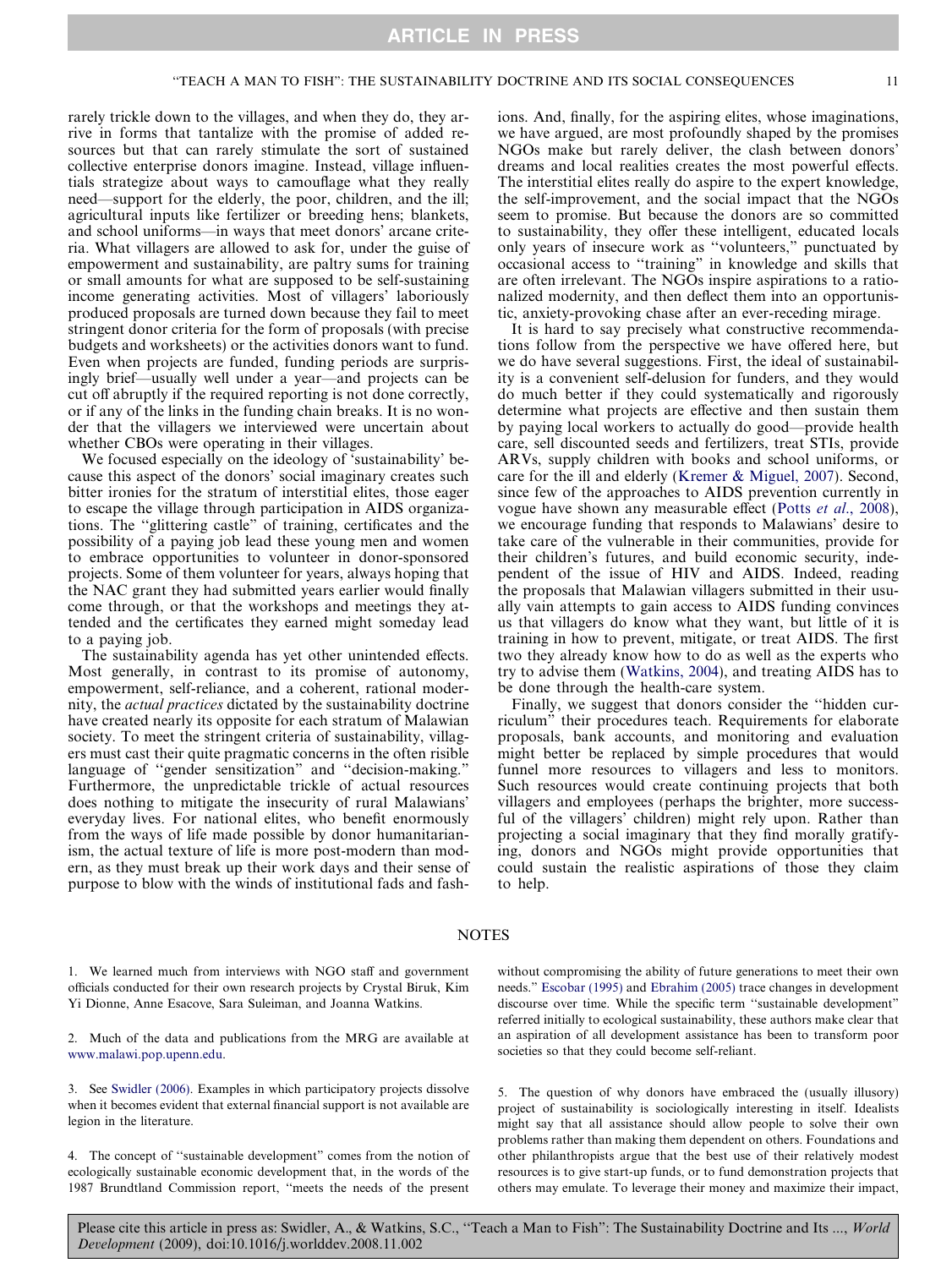rarely trickle down to the villages, and when they do, they arrive in forms that tantalize with the promise of added resources but that can rarely stimulate the sort of sustained collective enterprise donors imagine. Instead, village influentials strategize about ways to camouflage what they really need—support for the elderly, the poor, children, and the ill; agricultural inputs like fertilizer or breeding hens; blankets, and school uniforms—in ways that meet donors' arcane criteria. What villagers are allowed to ask for, under the guise of empowerment and sustainability, are paltry sums for training or small amounts for what are supposed to be self-sustaining income generating activities. Most of villagers' laboriously produced proposals are turned down because they fail to meet stringent donor criteria for the form of proposals (with precise budgets and worksheets) or the activities donors want to fund. Even when projects are funded, funding periods are surprisingly brief—usually well under a year—and projects can be cut off abruptly if the required reporting is not done correctly, or if any of the links in the funding chain breaks. It is no wonder that the villagers we interviewed were uncertain about whether CBOs were operating in their villages.

We focused especially on the ideology of 'sustainability' because this aspect of the donors' social imaginary creates such bitter ironies for the stratum of interstitial elites, those eager to escape the village through participation in AIDS organizations. The "glittering castle" of training, certificates and the possibility of a paying job lead these young men and women to embrace opportunities to volunteer in donor-sponsored projects. Some of them volunteer for years, always hoping that the NAC grant they had submitted years earlier would finally come through, or that the workshops and meetings they attended and the certificates they earned might someday lead to a paying job.

The sustainability agenda has yet other unintended effects. Most generally, in contrast to its promise of autonomy, empowerment, self-reliance, and a coherent, rational modernity, the *actual practices* dictated by the sustainability doctrine have created nearly its opposite for each stratum of Malawian society. To meet the stringent criteria of sustainability, villagers must cast their quite pragmatic concerns in the often risible language of "gender sensitization" and "decision-making." Furthermore, the unpredictable trickle of actual resources does nothing to mitigate the insecurity of rural Malawians' everyday lives. For national elites, who benefit enormously from the ways of life made possible by donor humanitarianism, the actual texture of life is more post-modern than modern, as they must break up their work days and their sense of purpose to blow with the winds of institutional fads and fashions. And, finally, for the aspiring elites, whose imaginations, we have argued, are most profoundly shaped by the promises NGOs make but rarely deliver, the clash between donors' dreams and local realities creates the most powerful effects. The interstitial elites really do aspire to the expert knowledge, the self-improvement, and the social impact that the NGOs seem to promise. But because the donors are so committed to sustainability, they offer these intelligent, educated locals only years of insecure work as "volunteers," punctuated by occasional access to "training" in knowledge and skills that are often irrelevant. The NGOs inspire aspirations to a rationalized modernity, and then deflect them into an opportunistic, anxiety-provoking chase after an ever-receding mirage.

It is hard to say precisely what constructive recommendations follow from the perspective we have offered here, but we do have several suggestions. First, the ideal of sustainability is a convenient self-delusion for funders, and they would do much better if they could systematically and rigorously determine what projects are effective and then sustain them by paying local workers to actually do good—provide health care, sell discounted seeds and fertilizers, treat STIs, provide ARVs, supply children with books and school uniforms, or care for the ill and elderly (Kremer & Miguel, 2007). Second, since few of the approaches to AIDS prevention currently in vogue have shown any measurable effect (Potts *et al*., 2008), we encourage funding that responds to Malawians' desire to take care of the vulnerable in their communities, provide for their children's futures, and build economic security, independent of the issue of HIV and AIDS. Indeed, reading the proposals that Malawian villagers submitted in their usually vain attempts to gain access to AIDS funding convinces us that villagers do know what they want, but little of it is training in how to prevent, mitigate, or treat AIDS. The first two they already know how to do as well as the experts who try to advise them (Watkins, 2004), and treating AIDS has to be done through the health-care system.

Finally, we suggest that donors consider the "hidden curriculum" their procedures teach. Requirements for elaborate proposals, bank accounts, and monitoring and evaluation might better be replaced by simple procedures that would funnel more resources to villagers and less to monitors. Such resources would create continuing projects that both villagers and employees (perhaps the brighter, more successful of the villagers' children) might rely upon. Rather than projecting a social imaginary that they find morally gratifying, donors and NGOs might provide opportunities that could sustain the realistic aspirations of those they claim to help.

## NOTES

1. We learned much from interviews with NGO staff and government officials conducted for their own research projects by Crystal Biruk, Kim Yi Dionne, Anne Esacove, Sara Suleiman, and Joanna Watkins.

2. Much of the data and publications from the MRG are available at www.malawi.pop.upenn.edu.

3. See Swidler (2006). Examples in which participatory projects dissolve when it becomes evident that external financial support is not available are legion in the literature.

4. The concept of "sustainable development" comes from the notion of ecologically sustainable economic development that, in the words of the 1987 Brundtland Commission report, "meets the needs of the present without compromising the ability of future generations to meet their own needs." Escobar (1995) and Ebrahim (2005) trace changes in development discourse over time. While the specific term "sustainable development" referred initially to ecological sustainability, these authors make clear that an aspiration of all development assistance has been to transform poor societies so that they could become self-reliant.

5. The question of why donors have embraced the (usually illusory) project of sustainability is sociologically interesting in itself. Idealists might say that all assistance should allow people to solve their own problems rather than making them dependent on others. Foundations and other philanthropists argue that the best use of their relatively modest resources is to give start-up funds, or to fund demonstration projects that others may emulate. To leverage their money and maximize their impact,

Please cite this article in press as: Swidler, A., & Watkins, S.C., "Teach a Man to Fish": The Sustainability Doctrine and Its ..., *World Development* (2009), doi:10.1016/j.worlddev.2008.11.002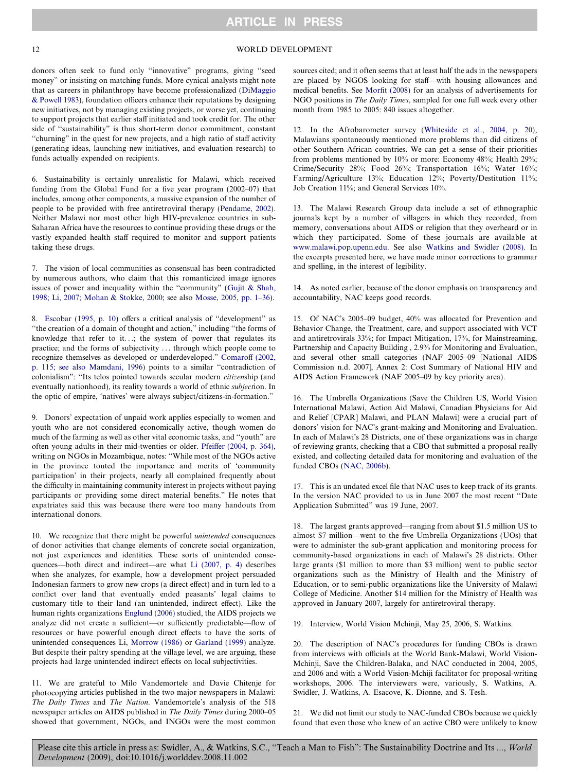donors often seek to fund only "innovative" programs, giving "seed money" or insisting on matching funds. More cynical analysts might note that as careers in philanthropy have become professionalized (DiMaggio & Powell 1983), foundation officers enhance their reputations by designing new initiatives, not by managing existing projects, or worse yet, continuing to support projects that earlier staff initiated and took credit for. The other side of "sustainability" is thus short-term donor commitment, constant "churning" in the quest for new projects, and a high ratio of staff activity (generating ideas, launching new initiatives, and evaluation research) to funds actually expended on recipients.

6. Sustainability is certainly unrealistic for Malawi, which received funding from the Global Fund for a five year program (2002–07) that includes, among other components, a massive expansion of the number of people to be provided with free antiretroviral therapy (Pendame, 2002). Neither Malawi nor most other high HIV-prevalence countries in sub-Saharan Africa have the resources to continue providing these drugs or the vastly expanded health staff required to monitor and support patients taking these drugs.

7. The vision of local communities as consensual has been contradicted by numerous authors, who claim that this romanticized image ignores issues of power and inequality within the "community" (Gujit & Shah, 1998; Li, 2007; Mohan & Stokke, 2000; see also Mosse, 2005, pp. 1–36).

8. Escobar (1995, p. 10) offers a critical analysis of "development" as "the creation of a domain of thought and action," including "the forms of knowledge that refer to it...; the system of power that regulates its practice; and the forms of subjectivity ... through which people come to recognize themselves as developed or underdeveloped." Comaroff (2002, p. 115; see also Mamdani, 1996) points to a similar "contradiction of colonialism": "Its telos pointed towards secular modern *citizen*ship (and eventually nationhood), its reality towards a world of ethnic *subject*ion. In the optic of empire, 'natives' were always subject/citizens-in-formation."

9. Donors' expectation of unpaid work applies especially to women and youth who are not considered economically active, though women do much of the farming as well as other vital economic tasks, and "youth" are often young adults in their mid-twenties or older. Pfeiffer (2004, p. 364), writing on NGOs in Mozambique, notes: "While most of the NGOs active in the province touted the importance and merits of 'community participation' in their projects, nearly all complained frequently about the difficulty in maintaining community interest in projects without paying participants or providing some direct material benefits." He notes that expatriates said this was because there were too many handouts from international donors.

10. We recognize that there might be powerful *unintended* consequences of donor activities that change elements of concrete social organization, not just experiences and identities. These sorts of unintended consequences—both direct and indirect—are what Li (2007, p. 4) describes when she analyzes, for example, how a development project persuaded Indonesian farmers to grow new crops (a direct effect) and in turn led to a conflict over land that eventually ended peasants' legal claims to customary title to their land (an unintended, indirect effect). Like the human rights organizations Englund (2006) studied, the AIDS projects we analyze did not create a sufficient—or sufficiently predictable—flow of resources or have powerful enough direct effects to have the sorts of unintended consequences Li, Morrow (1986) or Garland (1999) analyze. But despite their paltry spending at the village level, we are arguing, these projects had large unintended indirect effects on local subjectivities.

11. We are grateful to Milo Vandemortele and Davie Chitenje for photocopying articles published in the two major newspapers in Malawi: *The Daily Times* and *The Nation*. Vandemortele's analysis of the 518 newspaper articles on AIDS published in *The Daily Times* during 2000–05 showed that government, NGOs, and INGOs were the most common sources cited; and it often seems that at least half the ads in the newspapers are placed by NGOS looking for staff—with housing allowances and medical benefits. See Morfit (2008) for an analysis of advertisements for NGO positions in *The Daily Times*, sampled for one full week every other month from 1985 to 2005: 840 issues altogether.

12. In the Afrobarometer survey (Whiteside et al., 2004, p. 20), Malawians spontaneously mentioned more problems than did citizens of other Southern African countries. We can get a sense of their priorities from problems mentioned by 10% or more: Economy 48%; Health 29%; Crime/Security 28%; Food 26%; Transportation 16%; Water 16%; Farming/Agriculture 13%; Education 12%; Poverty/Destitution 11%; Job Creation 11%; and General Services 10%.

13. The Malawi Research Group data include a set of ethnographic journals kept by a number of villagers in which they recorded, from memory, conversations about AIDS or religion that they overheard or in which they participated. Some of these journals are available at www.malawi.pop.upenn.edu. See also Watkins and Swidler (2008). In the excerpts presented here, we have made minor corrections to grammar and spelling, in the interest of legibility.

14. As noted earlier, because of the donor emphasis on transparency and accountability, NAC keeps good records.

15. Of NAC's 2005–09 budget, 40% was allocated for Prevention and Behavior Change, the Treatment, care, and support associated with VCT and antiretrovirals 33%; for Impact Mitigation, 17%, for Mainstreaming, Partnership and Capacity Building , 2.9% for Monitoring and Evaluation, and several other small categories (NAF 2005–09 [National AIDS Commission n.d. 2007], Annex 2: Cost Summary of National HIV and AIDS Action Framework (NAF 2005–09 by key priority area).

16. The Umbrella Organizations (Save the Children US, World Vision International Malawi, Action Aid Malawi, Canadian Physicians for Aid and Relief [CPAR] Malawi, and PLAN Malawi) were a crucial part of donors' vision for NAC's grant-making and Monitoring and Evaluation. In each of Malawi's 28 Districts, one of these organizations was in charge of reviewing grants, checking that a CBO that submitted a proposal really existed, and collecting detailed data for monitoring and evaluation of the funded CBOs (NAC, 2006b).

17. This is an undated excel file that NAC uses to keep track of its grants. In the version NAC provided to us in June 2007 the most recent "Date Application Submitted" was 19 June, 2007.

18. The largest grants approved—ranging from about $1.5 million US to almost $7 million—went to the five Umbrella Organizations (UOs) that were to administer the sub-grant application and monitoring process for community-based organizations in each of Malawi's 28 districts. Other large grants ($1 million to more than $3 million) went to public sector organizations such as the Ministry of Health and the Ministry of Education, or to semi-public organizations like the University of Malawi College of Medicine. Another $14 million for the Ministry of Health was approved in January 2007, largely for antiretroviral therapy.

19. Interview, World Vision Mchinji, May 25, 2006, S. Watkins.

20. The description of NAC's procedures for funding CBOs is drawn from interviews with officials at the World Bank-Malawi, World Vision-Mchinji, Save the Children-Balaka, and NAC conducted in 2004, 2005, and 2006 and with a World Vision-Mchiji facilitator for proposal-writing workshops, 2006. The interviewers were, variously, S. Watkins, A. Swidler, J. Watkins, A. Esacove, K. Dionne, and S. Tesh.

21. We did not limit our study to NAC-funded CBOs because we quickly found that even those who knew of an active CBO were unlikely to know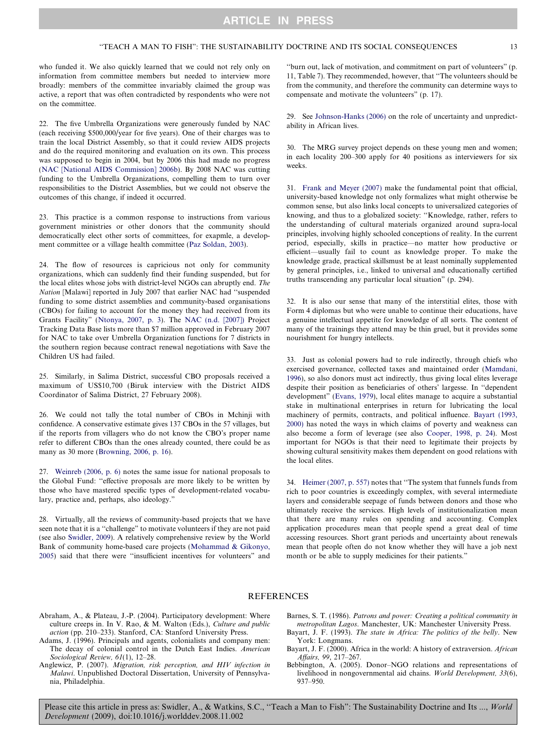who funded it. We also quickly learned that we could not rely only on information from committee members but needed to interview more broadly: members of the committee invariably claimed the group was active, a report that was often contradicted by respondents who were not on the committee.

22. The five Umbrella Organizations were generously funded by NAC (each receiving $500,000/year for five years). One of their charges was to train the local District Assembly, so that it could review AIDS projects and do the required monitoring and evaluation on its own. This process was supposed to begin in 2004, but by 2006 this had made no progress (NAC [National AIDS Commission] 2006b). By 2008 NAC was cutting funding to the Umbrella Organizations, compelling them to turn over responsibilities to the District Assemblies, but we could not observe the outcomes of this change, if indeed it occurred.

23. This practice is a common response to instructions from various government ministries or other donors that the community should democratically elect other sorts of committees, for exapmle, a development committee or a village health committee (Paz Soldan, 2003).

24. The flow of resources is capricious not only for community organizations, which can suddenly find their funding suspended, but for the local elites whose jobs with district-level NGOs can abruptly end. *The Nation* [Malawi] reported in July 2007 that earlier NAC had ''suspended funding to some district assemblies and community-based organisations (CBOs) for failing to account for the money they had received from its Grants Facility'' (Ntonya, 2007, p. 3). The NAC (n.d. [2007]) Project Tracking Data Base lists more than $7 million approved in February 2007 for NAC to take over Umbrella Organization functions for 7 districts in the southern region because contract renewal negotiations with Save the Children US had failed.

25. Similarly, in Salima District, successful CBO proposals received a maximum of US$10,700 (Biruk interview with the District AIDS Coordinator of Salima District, 27 February 2008).

26. We could not tally the total number of CBOs in Mchinji with confidence. A conservative estimate gives 137 CBOs in the 57 villages, but if the reports from villagers who do not know the CBO's proper name refer to different CBOs than the ones already counted, there could be as many as 30 more (Browning, 2006, p. 16).

27. Weinreb (2006, p. 6) notes the same issue for national proposals to the Global Fund: ''effective proposals are more likely to be written by those who have mastered specific types of development-related vocabulary, practice and, perhaps, also ideology.''

28. Virtually, all the reviews of community-based projects that we have seen note that it is a ''challenge'' to motivate volunteers if they are not paid (see also Swidler, 2009). A relatively comprehensive review by the World Bank of community home-based care projects (Mohammad & Gikonyo, 2005) said that there were ''insufficient incentives for volunteers'' and ''burn out, lack of motivation, and commitment on part of volunteers'' (p. 11, Table 7). They recommended, however, that ''The volunteers should be from the community, and therefore the community can determine ways to compensate and motivate the volunteers'' (p. 17).

29. See Johnson-Hanks (2006) on the role of uncertainty and unpredictability in African lives.

30. The MRG survey project depends on these young men and women; in each locality 200–300 apply for 40 positions as interviewers for six weeks.

31. Frank and Meyer (2007) make the fundamental point that official, university-based knowledge not only formalizes what might otherwise be common sense, but also links local concepts to universalized categories of knowing, and thus to a globalized society: ''Knowledge, rather, refers to the understanding of cultural materials organized around supra-local principles, involving highly schooled conceptions of reality. In the current period, especially, skills in practice—no matter how productive or efficient—usually fail to count as knowledge proper. To make the knowledge grade, practical skillsmust be at least nominally supplemented by general principles, i.e., linked to universal and educationally certified truths transcending any particular local situation'' (p. 294).

32. It is also our sense that many of the interstitial elites, those with Form 4 diplomas but who were unable to continue their educations, have a genuine intellectual appetite for knowledge of all sorts. The content of many of the trainings they attend may be thin gruel, but it provides some nourishment for hungry intellects.

33. Just as colonial powers had to rule indirectly, through chiefs who exercised governance, collected taxes and maintained order (Mamdani, 1996), so also donors must act indirectly, thus giving local elites leverage despite their position as beneficiaries of others' largesse. In ''dependent development'' (Evans, 1979), local elites manage to acquire a substantial stake in multinational enterprises in return for lubricating the local machinery of permits, contracts, and political influence. Bayart (1993, 2000) has noted the ways in which claims of poverty and weakness can also become a form of leverage (see also Cooper, 1998, p. 24). Most important for NGOs is that their need to legitimate their projects by showing cultural sensitivity makes them dependent on good relations with the local elites.

34. Heimer (2007, p. 557) notes that ''The system that funnels funds from rich to poor countries is exceedingly complex, with several intermediate layers and considerable seepage of funds between donors and those who ultimately receive the services. High levels of institutionalization mean that there are many rules on spending and accounting. Complex application procedures mean that people spend a great deal of time accessing resources. Short grant periods and uncertainty about renewals mean that people often do not know whether they will have a job next month or be able to supply medicines for their patients.''

## REFERENCES

Abraham, A., & Plateau, J.-P. (2004). Participatory development: Where culture creeps in. In V. Rao, & M. Walton (Eds.), *Culture and public action* (pp. 210–233). Stanford, CA: Stanford University Press.

Adams, J. (1996). Principals and agents, colonialists and company men: The decay of colonial control in the Dutch East Indies. *American Sociological Review, 61*(1), 12–28.

Anglewicz, P. (2007). *Migration, risk perception, and HIV infection in Malawi*. Unpublished Doctoral Dissertation, University of Pennsylvania, Philadelphia.

Barnes, S. T. (1986). *Patrons and power: Creating a political community in metropolitan Lagos*. Manchester, UK: Manchester University Press.

Bayart, J. F. (1993). *The state in Africa: The politics of the belly*. New York: Longmans.

Bayart, J. F. (2000). Africa in the world: A history of extraversion. *African Affairs, 99*, 217–267.

Bebbington, A. (2005). Donor–NGO relations and representations of livelihood in nongovernmental aid chains. *World Development, 33*(6), 937–950.

Please cite this article in press as: Swidler, A., & Watkins, S.C., ''Teach a Man to Fish'': The Sustainability Doctrine and Its ..., *World Development* (2009), doi:10.1016/j.worlddev.2008.11.002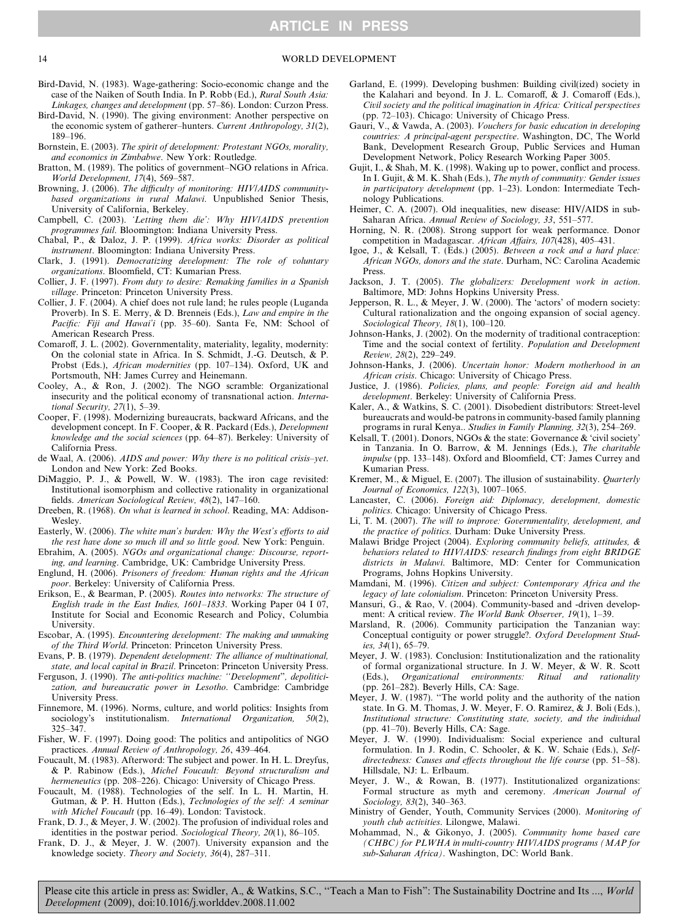Bird-David, N. (1983). Wage-gathering: Socio-economic change and the case of the Naiken of South India. In P. Robb (Ed.), *Rural South Asia: Linkages, changes and development* (pp. 57–86). London: Curzon Press.

Bird-David, N. (1990). The giving environment: Another perspective on the economic system of gatherer–hunters. *Current Anthropology, 31*(2), 189–196.

Bornstein, E. (2003). *The spirit of development: Protestant NGOs, morality, and economics in Zimbabwe*. New York: Routledge.

Bratton, M. (1989). The politics of government–NGO relations in Africa. *World Development, 17*(4), 569–587.

Browning, J. (2006). *The difficulty of monitoring: HIV/AIDS community-based organizations in rural Malawi.* Unpublished Senior Thesis, University of California, Berkeley.

Campbell, C. (2003). *'Letting them die': Why HIV/AIDS prevention programmes fail*. Bloomington: Indiana University Press.

Chabal, P., & Daloz, J. P. (1999). *Africa works: Disorder as political instrument*. Bloomington: Indiana University Press.

Clark, J. (1991). *Democratizing development: The role of voluntary organizations*. Bloomfield, CT: Kumarian Press.

Collier, J. F. (1997). *From duty to desire: Remaking families in a Spanish village*. Princeton: Princeton University Press.

Collier, J. F. (2004). A chief does not rule land; he rules people (Luganda Proverb). In S. E. Merry, & D. Brenneis (Eds.), *Law and empire in the Pacific: Fiji and Hawai'i* (pp. 35–60). Santa Fe, NM: School of American Research Press.

Comaroff, J. L. (2002). Governmentality, materiality, legality, modernity: On the colonial state in Africa. In S. Schmidt, J.-G. Deutsch, & P. Probst (Eds.), *African modernities* (pp. 107–134). Oxford, UK and Portsmouth, NH: James Currey and Heinemann.

Cooley, A., & Ron, J. (2002). The NGO scramble: Organizational insecurity and the political economy of transnational action. *International Security, 27*(1), 5–39.

Cooper, F. (1998). Modernizing bureaucrats, backward Africans, and the development concept. In F. Cooper, & R. Packard (Eds.), *Development knowledge and the social sciences* (pp. 64–87). Berkeley: University of California Press.

de Waal, A. (2006). *AIDS and power: Why there is no political crisis–yet*. London and New York: Zed Books.

DiMaggio, P. J., & Powell, W. W. (1983). The iron cage revisited: Institutional isomorphism and collective rationality in organizational fields. *American Sociological Review, 48*(2), 147–160.

Dreeben, R. (1968). *On what is learned in school*. Reading, MA: Addison-Wesley.

Easterly, W. (2006). *The white man's burden: Why the West's efforts to aid the rest have done so much ill and so little good*. New York: Penguin.

Ebrahim, A. (2005). *NGOs and organizational change: Discourse, reporting, and learning*. Cambridge, UK: Cambridge University Press.

Englund, H. (2006). *Prisoners of freedom: Human rights and the African poor*. Berkeley: University of California Press.

Erikson, E., & Bearman, P. (2005). *Routes into networks: The structure of English trade in the East Indies, 1601–1833*. Working Paper 04 I 07, Institute for Social and Economic Research and Policy, Columbia University.

Escobar, A. (1995). *Encountering development: The making and unmaking of the Third World*. Princeton: Princeton University Press.

Evans, P. B. (1979). *Dependent development: The alliance of multinational, state, and local capital in Brazil*. Princeton: Princeton University Press.

Ferguson, J. (1990). *The anti-politics machine: "Development", depoliticization, and bureaucratic power in Lesotho*. Cambridge: Cambridge University Press.

Finnemore, M. (1996). Norms, culture, and world politics: Insights from sociology's institutionalism. *International Organization, 50*(2), 325–347.

Fisher, W. F. (1997). Doing good: The politics and antipolitics of NGO practices. *Annual Review of Anthropology, 26*, 439–464.

Foucault, M. (1983). Afterword: The subject and power. In H. L. Dreyfus, & P. Rabinow (Eds.), *Michel Foucault: Beyond structuralism and hermeneutics* (pp. 208–226). Chicago: University of Chicago Press.

Foucault, M. (1988). Technologies of the self. In L. H. Martin, H. Gutman, & P. H. Hutton (Eds.), *Technologies of the self: A seminar with Michel Foucault* (pp. 16–49). London: Tavistock.

Frank, D. J., & Meyer, J. W. (2002). The profusion of individual roles and identities in the postwar period. *Sociological Theory, 20*(1), 86–105.

Frank, D. J., & Meyer, J. W. (2007). University expansion and the knowledge society. *Theory and Society, 36*(4), 287–311.

Garland, E. (1999). Developing bushmen: Building civil(ized) society in the Kalahari and beyond. In J. L. Comaroff, & J. Comaroff (Eds.), *Civil society and the political imagination in Africa: Critical perspectives* (pp. 72–103). Chicago: University of Chicago Press.

Gauri, V., & Vawda, A. (2003). *Vouchers for basic education in developing countries: A principal-agent perspective*. Washington, DC, The World Bank, Development Research Group, Public Services and Human Development Network, Policy Research Working Paper 3005.

Gujit, I., & Shah, M. K. (1998). Waking up to power, conflict and process. In I. Gujit, & M. K. Shah (Eds.), *The myth of community: Gender issues in participatory development* (pp. 1–23). London: Intermediate Technology Publications.

Heimer, C. A. (2007). Old inequalities, new disease: HIV/AIDS in sub-Saharan Africa. *Annual Review of Sociology, 33*, 551–577.

Horning, N. R. (2008). Strong support for weak performance. Donor competition in Madagascar. *African Affairs, 107*(428), 405–431.

Igoe, J., & Kelsall, T. (Eds.) (2005). *Between a rock and a hard place: African NGOs, donors and the state*. Durham, NC: Carolina Academic Press.

Jackson, J. T. (2005). *The globalizers: Development work in action*. Baltimore, MD: Johns Hopkins University Press.

Jepperson, R. L., & Meyer, J. W. (2000). The 'actors' of modern society: Cultural rationalization and the ongoing expansion of social agency. *Sociological Theory, 18*(1), 100–120.

Johnson-Hanks, J. (2002). On the modernity of traditional contraception: Time and the social context of fertility. *Population and Development Review, 28*(2), 229–249.

Johnson-Hanks, J. (2006). *Uncertain honor: Modern motherhood in an African crisis*. Chicago: University of Chicago Press.

Justice, J. (1986). *Policies, plans, and people: Foreign aid and health development*. Berkeley: University of California Press.

Kaler, A., & Watkins, S. C. (2001). Disobedient distributors: Street-level bureaucrats and would-be patrons in community-based family planning programs in rural Kenya.. *Studies in Family Planning, 32*(3), 254–269.

Kelsall, T. (2001). Donors, NGOs & the state: Governance & 'civil society' in Tanzania. In O. Barrow, & M. Jennings (Eds.), *The charitable impulse* (pp. 133–148). Oxford and Bloomfield, CT: James Currey and Kumarian Press.

Kremer, M., & Miguel, E. (2007). The illusion of sustainability. *Quarterly Journal of Economics, 122*(3), 1007–1065.

Lancaster, C. (2006). *Foreign aid: Diplomacy, development, domestic politics*. Chicago: University of Chicago Press.

Li, T. M. (2007). *The will to improve: Governmentality, development, and the practice of politics*. Durham: Duke University Press.

Malawi Bridge Project (2004). *Exploring community beliefs, attitudes, & behaviors related to HIV/AIDS: research findings from eight BRIDGE districts in Malawi.* Baltimore, MD: Center for Communication Programs, Johns Hopkins University.

Mamdani, M. (1996). *Citizen and subject: Contemporary Africa and the legacy of late colonialism*. Princeton: Princeton University Press.

Mansuri, G., & Rao, V. (2004). Community-based and -driven development: A critical review. *The World Bank Observer, 19*(1), 1–39.

Marsland, R. (2006). Community participation the Tanzanian way: Conceptual contiguity or power struggle?. *Oxford Development Studies, 34*(1), 65–79.

Meyer, J. W. (1983). Conclusion: Institutionalization and the rationality of formal organizational structure. In J. W. Meyer, & W. R. Scott (Eds.), *Organizational environments: Ritual and rationality* (pp. 261–282). Beverly Hills, CA: Sage.

Meyer, J. W. (1987). "The world polity and the authority of the nation state. In G. M. Thomas, J. W. Meyer, F. O. Ramirez, & J. Boli (Eds.), *Institutional structure: Constituting state, society, and the individual* (pp. 41–70). Beverly Hills, CA: Sage.

Meyer, J. W. (1990). Individualism: Social experience and cultural formulation. In J. Rodin, C. Schooler, & K. W. Schaie (Eds.), *Self-directedness: Causes and effects throughout the life course* (pp. 51–58). Hillsdale, NJ: L. Erlbaum.

Meyer, J. W., & Rowan, B. (1977). Institutionalized organizations: Formal structure as myth and ceremony. *American Journal of Sociology, 83*(2), 340–363.

Ministry of Gender, Youth, Community Services (2000). *Monitoring of youth club activities*. Lilongwe, Malawi.

Mohammad, N., & Gikonyo, J. (2005). *Community home based care (CHBC) for PLWHA in multi-country HIV/AIDS programs (MAP for sub-Saharan Africa)*. Washington, DC: World Bank.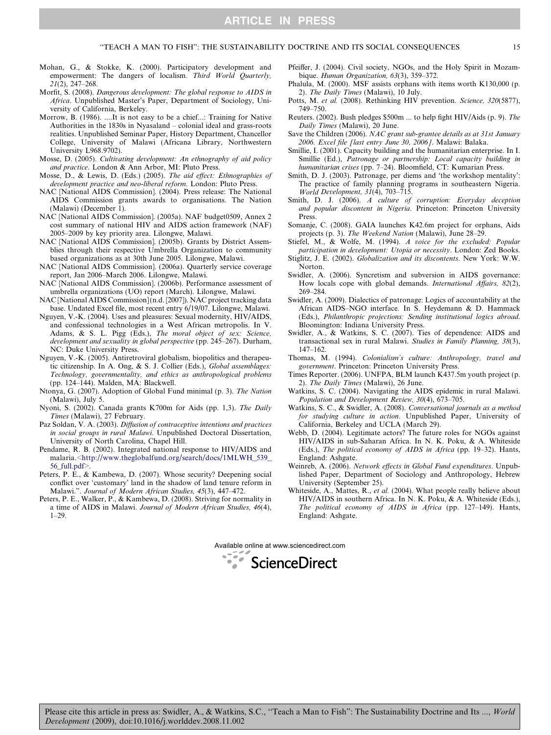Mohan, G., & Stokke, K. (2000). Participatory development and empowerment: The dangers of localism. *Third World Quarterly, 21*(2), 247–268.

Morfit, S. (2008). *Dangerous development: The global response to AIDS in Africa*. Unpublished Master's Paper, Department of Sociology, University of California, Berkeley.

Morrow, B. (1986). ....It is not easy to be a chief...: Training for Native Authorities in the 1830s in Nyasaland – colonial ideal and grass-roots realities. Unpublished Seminar Paper, History Department, Chancellor College, University of Malawi (Africana Library, Northwestern University L968.9702).

Mosse, D. (2005). *Cultivating development: An ethnography of aid policy and practice*. London & Ann Arbor, MI: Pluto Press.

Mosse, D., & Lewis, D. (Eds.) (2005). *The aid effect: Ethnographies of development practice and neo-liberal reform*. London: Pluto Press.

NAC [National AIDS Commission]. (2004). Press release: The National AIDS Commission grants awards to organisations. The Nation (Malawi) (December 1).

NAC [National AIDS Commission]. (2005a). NAF budget0509, Annex 2 cost summary of national HIV and AIDS action framework (NAF) 2005–2009 by key priority area. Lilongwe, Malawi.

NAC [National AIDS Commission]. (2005b). Grants by District Assemblies through their respective Umbrella Organization to community based organizations as at 30th June 2005. Lilongwe, Malawi.

NAC [National AIDS Commission]. (2006a). Quarterly service coverage report, Jan 2006–March 2006. Lilongwe, Malawi.

NAC [National AIDS Commission]. (2006b). Performance assessment of umbrella organizations (UO) report (March). Lilongwe, Malawi.

NAC [National AIDS Commission] (n.d. [2007]). NAC project tracking data base. Undated Excel file, most recent entry 6/19/07. Lilongwe, Malawi.

Nguyen, V.-K. (2004). Uses and pleasures: Sexual modernity, HIV/AIDS, and confessional technologies in a West African metropolis. In V. Adams, & S. L. Pigg (Eds.), *The moral object of sex: Science, development and sexuality in global perspective* (pp. 245–267). Durham, NC: Duke University Press.

Nguyen, V.-K. (2005). Antiretroviral globalism, biopolitics and therapeutic citizenship. In A. Ong, & S. J. Collier (Eds.), *Global assemblages: Technology, governmentality, and ethics as anthropological problems* (pp. 124–144). Malden, MA: Blackwell.

Ntonya, G. (2007). Adoption of Global Fund minimal (p. 3). *The Nation* (Malawi), July 5.

Nyoni, S. (2002). Canada grants K700m for Aids (pp. 1,3). *The Daily Times* (Malawi), 27 February.

Paz Soldan, V. A. (2003). *Diffusion of contraceptive intentions and practices in social groups in rural Malawi*. Unpublished Doctoral Dissertation, University of North Carolina, Chapel Hill.

Pendame, R. B. (2002). Integrated national response to HIV/AIDS and malaria.<http://www.theglobalfund.org/search/docs/1MLWH_539_56_full.pdf>.

Peters, P. E., & Kambewa, D. (2007). Whose security? Deepening social conflict over 'customary' land in the shadow of land tenure reform in Malawi.". *Journal of Modern African Studies, 45*(3), 447–472.

Peters, P. E., Walker, P., & Kambewa, D. (2008). Striving for normality in a time of AIDS in Malawi. *Journal of Modern African Studies, 46*(4), 1–29.

Pfeiffer, J. (2004). Civil society, NGOs, and the Holy Spirit in Mozambique. *Human Organization, 63*(3), 359–372.

Phalula, M. (2000). MSF assists orphans with items worth K130,000 (p. 2). *The Daily Times* (Malawi), 10 July.

Potts, M. *et al.* (2008). Rethinking HIV prevention. *Science, 320*(5877), 749–750.

Reuters. (2002). Bush pledges $500m ... to help fight HIV/Aids (p. 9). *The Daily Times* (Malawi), 20 June.

Save the Children (2006). *NAC grant sub-grantee details as at 31st January 2006. Excel file [last entry June 30, 2006]*. Malawi: Balaka.

Smillie, I. (2001). Capacity building and the humanitarian enterprise. In I. Smillie (Ed.), *Patronage or partnership: Local capacity building in humanitarian crises* (pp. 7–24). Bloomfield, CT: Kumarian Press.

Smith, D. J. (2003). Patronage, per diems and 'the workshop mentality': The practice of family planning programs in southeastern Nigeria. *World Development, 31*(4), 703–715.

Smith, D. J. (2006). *A culture of corruption: Everyday deception and popular discontent in Nigeria*. Princeton: Princeton University Press.

Somanje, C. (2008). GAIA launches K42.6m project for orphans, Aids projects (p. 3). *The Weekend Nation* (Malawi), June 28–29.

Stiefel, M., & Wolfe, M. (1994). *A voice for the excluded: Popular participation in development: Utopia or necessity*. London: Zed Books.

Stiglitz, J. E. (2002). *Globalization and its discontents*. New York: W.W. Norton.

Swidler, A. (2006). Syncretism and subversion in AIDS governance: How locals cope with global demands. *International Affairs, 82*(2), 269–284.

Swidler, A. (2009). Dialectics of patronage: Logics of accountability at the African AIDS–NGO interface. In S. Heydemann & D. Hammack (Eds.), *Philanthropic projections: Sending institutional logics abroad*. Bloomington: Indiana University Press.

Swidler, A., & Watkins, S. C. (2007). Ties of dependence: AIDS and transactional sex in rural Malawi. *Studies in Family Planning, 38*(3), 147–162.

Thomas, M. (1994). *Colonialism's culture: Anthropology, travel and government*. Princeton: Princeton University Press.

Times Reporter. (2006). UNFPA, BLM launch K437.5m youth project (p. 2). *The Daily Times* (Malawi), 26 June.

Watkins, S. C. (2004). Navigating the AIDS epidemic in rural Malawi. *Population and Development Review, 30*(4), 673–705.

Watkins, S. C., & Swidler, A. (2008). *Conversational journals as a method for studying culture in action*. Unpublished Paper, University of California, Berkeley and UCLA (March 29).

Webb, D. (2004). Legitimate actors? The future roles for NGOs against HIV/AIDS in sub-Saharan Africa. In N. K. Poku, & A. Whiteside (Eds.), *The political economy of AIDS in Africa* (pp. 19–32). Hants, England: Ashgate.

Weinreb, A. (2006). *Network effects in Global Fund expenditures*. Unpublished Paper, Department of Sociology and Anthropology, Hebrew University (September 25).

Whiteside, A., Mattes, R., *et al.* (2004). What people really believe about HIV/AIDS in southern Africa. In N. K. Poku, & A. Whiteside (Eds.), *The political economy of AIDS in Africa* (pp. 127–149). Hants, England: Ashgate.